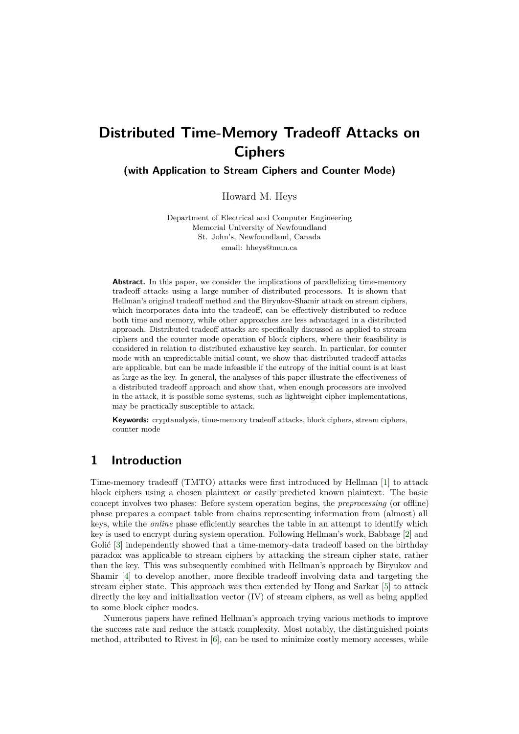// Title block — level-1 heading for the paper title, subtitle and author info as plain text

# Distributed Time-Memory Tradeoff Attacks on Ciphers

**(with Application to Stream Ciphers and Counter Mode)**

Howard M. Heys

Department of Electrical and Computer Engineering
Memorial University of Newfoundland
St. John's, Newfoundland, Canada
email: hheys@mun.ca

**Abstract.** In this paper, we consider the implications of parallelizing time-memory tradeoff attacks using a large number of distributed processors. It is shown that Hellman's original tradeoff method and the Biryukov-Shamir attack on stream ciphers, which incorporates data into the tradeoff, can be effectively distributed to reduce both time and memory, while other approaches are less advantaged in a distributed approach. Distributed tradeoff attacks are specifically discussed as applied to stream ciphers and the counter mode operation of block ciphers, where their feasibility is considered in relation to distributed exhaustive key search. In particular, for counter mode with an unpredictable initial count, we show that distributed tradeoff attacks are applicable, but can be made infeasible if the entropy of the initial count is at least as large as the key. In general, the analyses of this paper illustrate the effectiveness of a distributed tradeoff approach and show that, when enough processors are involved in the attack, it is possible some systems, such as lightweight cipher implementations, may be practically susceptible to attack.

**Keywords:** cryptanalysis, time-memory tradeoff attacks, block ciphers, stream ciphers, counter mode

## 1 Introduction

Time-memory tradeoff (TMTO) attacks were first introduced by Hellman [1] to attack block ciphers using a chosen plaintext or easily predicted known plaintext. The basic concept involves two phases: Before system operation begins, the *preprocessing* (or offline) phase prepares a compact table from chains representing information from (almost) all keys, while the *online* phase efficiently searches the table in an attempt to identify which key is used to encrypt during system operation. Following Hellman's work, Babbage [2] and Golić [3] independently showed that a time-memory-data tradeoff based on the birthday paradox was applicable to stream ciphers by attacking the stream cipher state, rather than the key. This was subsequently combined with Hellman's approach by Biryukov and Shamir [4] to develop another, more flexible tradeoff involving data and targeting the stream cipher state. This approach was then extended by Hong and Sarkar [5] to attack directly the key and initialization vector (IV) of stream ciphers, as well as being applied to some block cipher modes.

Numerous papers have refined Hellman's approach trying various methods to improve the success rate and reduce the attack complexity. Most notably, the distinguished points method, attributed to Rivest in [6], can be used to minimize costly memory accesses, while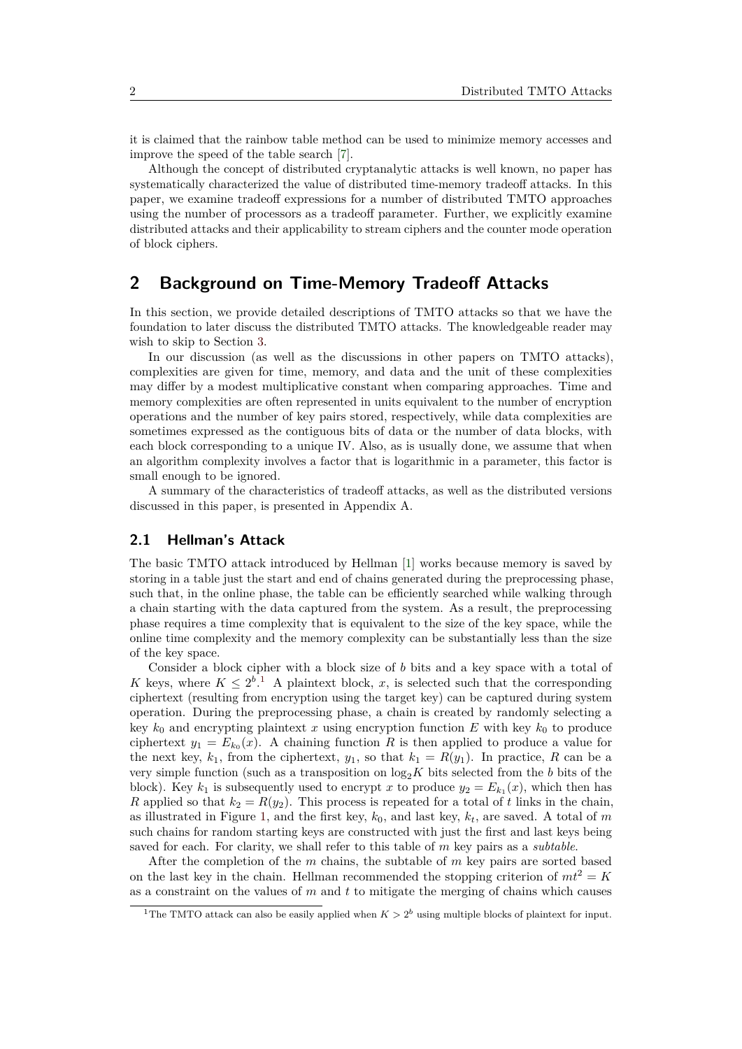it is claimed that the rainbow table method can be used to minimize memory accesses and improve the speed of the table search [7].

Although the concept of distributed cryptanalytic attacks is well known, no paper has systematically characterized the value of distributed time-memory tradeoff attacks. In this paper, we examine tradeoff expressions for a number of distributed TMTO approaches using the number of processors as a tradeoff parameter. Further, we explicitly examine distributed attacks and their applicability to stream ciphers and the counter mode operation of block ciphers.

## 2 Background on Time-Memory Tradeoff Attacks

In this section, we provide detailed descriptions of TMTO attacks so that we have the foundation to later discuss the distributed TMTO attacks. The knowledgeable reader may wish to skip to Section 3.

In our discussion (as well as the discussions in other papers on TMTO attacks), complexities are given for time, memory, and data and the unit of these complexities may differ by a modest multiplicative constant when comparing approaches. Time and memory complexities are often represented in units equivalent to the number of encryption operations and the number of key pairs stored, respectively, while data complexities are sometimes expressed as the contiguous bits of data or the number of data blocks, with each block corresponding to a unique IV. Also, as is usually done, we assume that when an algorithm complexity involves a factor that is logarithmic in a parameter, this factor is small enough to be ignored.

A summary of the characteristics of tradeoff attacks, as well as the distributed versions discussed in this paper, is presented in Appendix A.

### 2.1 Hellman's Attack

The basic TMTO attack introduced by Hellman [1] works because memory is saved by storing in a table just the start and end of chains generated during the preprocessing phase, such that, in the online phase, the table can be efficiently searched while walking through a chain starting with the data captured from the system. As a result, the preprocessing phase requires a time complexity that is equivalent to the size of the key space, while the online time complexity and the memory complexity can be substantially less than the size of the key space.

Consider a block cipher with a block size of $b$ bits and a key space with a total of $K$ keys, where $K \leq 2^b$.[1] A plaintext block, $x$, is selected such that the corresponding ciphertext (resulting from encryption using the target key) can be captured during system operation. During the preprocessing phase, a chain is created by randomly selecting a key $k_0$ and encrypting plaintext $x$ using encryption function $E$ with key $k_0$ to produce ciphertext $y_1 = E_{k_0}(x)$. A chaining function $R$ is then applied to produce a value for the next key, $k_1$, from the ciphertext, $y_1$, so that $k_1 = R(y_1)$. In practice, $R$ can be a very simple function (such as a transposition on $\log_2 K$ bits selected from the $b$ bits of the block). Key $k_1$ is subsequently used to encrypt $x$ to produce $y_2 = E_{k_1}(x)$, which then has $R$ applied so that $k_2 = R(y_2)$. This process is repeated for a total of $t$ links in the chain, as illustrated in Figure 1, and the first key, $k_0$, and last key, $k_t$, are saved. A total of $m$ such chains for random starting keys are constructed with just the first and last keys being saved for each. For clarity, we shall refer to this table of $m$ key pairs as a *subtable*.

After the completion of the $m$ chains, the subtable of $m$ key pairs are sorted based on the last key in the chain. Hellman recommended the stopping criterion of $mt^2 = K$ as a constraint on the values of $m$ and $t$ to mitigate the merging of chains which causes

[1] The TMTO attack can also be easily applied when $K > 2^b$ using multiple blocks of plaintext for input.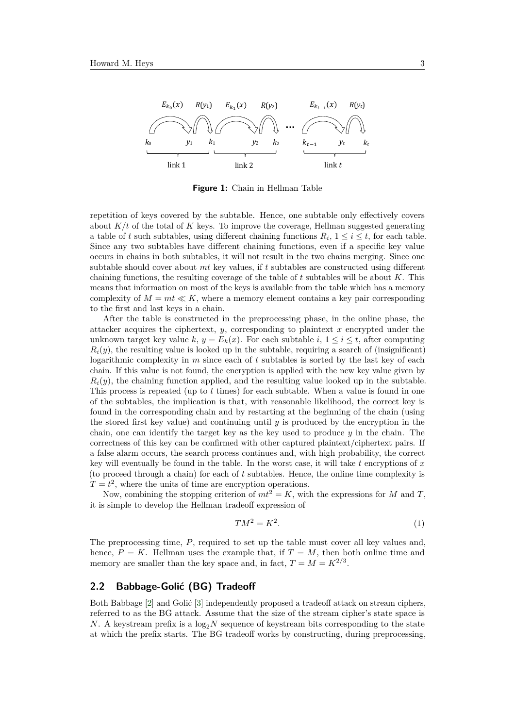**Figure 1:** Chain in Hellman Table

repetition of keys covered by the subtable. Hence, one subtable only effectively covers about $K/t$ of the total of $K$ keys. To improve the coverage, Hellman suggested generating a table of $t$ such subtables, using different chaining functions $R_i$, $1 \leq i \leq t$, for each table. Since any two subtables have different chaining functions, even if a specific key value occurs in chains in both subtables, it will not result in the two chains merging. Since one subtable should cover about $mt$ key values, if $t$ subtables are constructed using different chaining functions, the resulting coverage of the table of $t$ subtables will be about $K$. This means that information on most of the keys is available from the table which has a memory complexity of $M = mt \ll K$, where a memory element contains a key pair corresponding to the first and last keys in a chain.

After the table is constructed in the preprocessing phase, in the online phase, the attacker acquires the ciphertext, $y$, corresponding to plaintext $x$ encrypted under the unknown target key value $k$, $y = E_k(x)$. For each subtable $i$, $1 \leq i \leq t$, after computing $R_i(y)$, the resulting value is looked up in the subtable, requiring a search of (insignificant) logarithmic complexity in $m$ since each of $t$ subtables is sorted by the last key of each chain. If this value is not found, the encryption is applied with the new key value given by $R_i(y)$, the chaining function applied, and the resulting value looked up in the subtable. This process is repeated (up to $t$ times) for each subtable. When a value is found in one of the subtables, the implication is that, with reasonable likelihood, the correct key is found in the corresponding chain and by restarting at the beginning of the chain (using the stored first key value) and continuing until $y$ is produced by the encryption in the chain, one can identify the target key as the key used to produce $y$ in the chain. The correctness of this key can be confirmed with other captured plaintext/ciphertext pairs. If a false alarm occurs, the search process continues and, with high probability, the correct key will eventually be found in the table. In the worst case, it will take $t$ encryptions of $x$ (to proceed through a chain) for each of $t$ subtables. Hence, the online time complexity is $T = t^2$, where the units of time are encryption operations.

Now, combining the stopping criterion of $mt^2 = K$, with the expressions for $M$ and $T$, it is simple to develop the Hellman tradeoff expression of

$$TM^2 = K^2. \tag{1}$$

The preprocessing time, $P$, required to set up the table must cover all key values and, hence, $P = K$. Hellman uses the example that, if $T = M$, then both online time and memory are smaller than the key space and, in fact, $T = M = K^{2/3}$.

## 2.2 Babbage-Golić (BG) Tradeoff

Both Babbage [2] and Golić [3] independently proposed a tradeoff attack on stream ciphers, referred to as the BG attack. Assume that the size of the stream cipher's state space is $N$. A keystream prefix is a $\log_2 N$ sequence of keystream bits corresponding to the state at which the prefix starts. The BG tradeoff works by constructing, during preprocessing,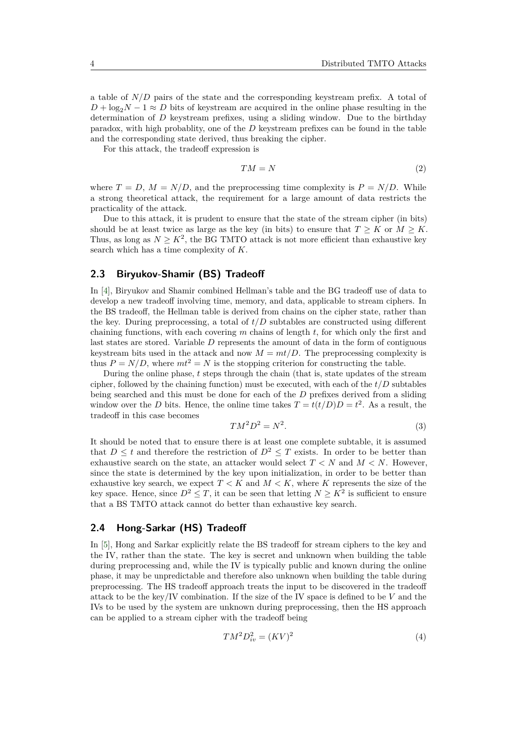a table of $N/D$ pairs of the state and the corresponding keystream prefix. A total of $D + \log_2 N - 1 \approx D$ bits of keystream are acquired in the online phase resulting in the determination of $D$ keystream prefixes, using a sliding window. Due to the birthday paradox, with high probablity, one of the $D$ keystream prefixes can be found in the table and the corresponding state derived, thus breaking the cipher.

For this attack, the tradeoff expression is

$$TM = N \tag{2}$$

where $T = D$, $M = N/D$, and the preprocessing time complexity is $P = N/D$. While a strong theoretical attack, the requirement for a large amount of data restricts the practicality of the attack.

Due to this attack, it is prudent to ensure that the state of the stream cipher (in bits) should be at least twice as large as the key (in bits) to ensure that $T \geq K$ or $M \geq K$. Thus, as long as $N \geq K^2$, the BG TMTO attack is not more efficient than exhaustive key search which has a time complexity of $K$.

## 2.3 Biryukov-Shamir (BS) Tradeoff

In [4], Biryukov and Shamir combined Hellman's table and the BG tradeoff use of data to develop a new tradeoff involving time, memory, and data, applicable to stream ciphers. In the BS tradeoff, the Hellman table is derived from chains on the cipher state, rather than the key. During preprocessing, a total of $t/D$ subtables are constructed using different chaining functions, with each covering $m$ chains of length $t$, for which only the first and last states are stored. Variable $D$ represents the amount of data in the form of contiguous keystream bits used in the attack and now $M = mt/D$. The preprocessing complexity is thus $P = N/D$, where $mt^2 = N$ is the stopping criterion for constructing the table.

During the online phase, $t$ steps through the chain (that is, state updates of the stream cipher, followed by the chaining function) must be executed, with each of the $t/D$ subtables being searched and this must be done for each of the $D$ prefixes derived from a sliding window over the $D$ bits. Hence, the online time takes $T = t(t/D)D = t^2$. As a result, the tradeoff in this case becomes

$$TM^2D^2 = N^2. \tag{3}$$

It should be noted that to ensure there is at least one complete subtable, it is assumed that $D \leq t$ and therefore the restriction of $D^2 \leq T$ exists. In order to be better than exhaustive search on the state, an attacker would select $T < N$ and $M < N$. However, since the state is determined by the key upon initialization, in order to be better than exhaustive key search, we expect $T < K$ and $M < K$, where $K$ represents the size of the key space. Hence, since $D^2 \leq T$, it can be seen that letting $N \geq K^2$ is sufficient to ensure that a BS TMTO attack cannot do better than exhaustive key search.

## 2.4 Hong-Sarkar (HS) Tradeoff

In [5], Hong and Sarkar explicitly relate the BS tradeoff for stream ciphers to the key and the IV, rather than the state. The key is secret and unknown when building the table during preprocessing and, while the IV is typically public and known during the online phase, it may be unpredictable and therefore also unknown when building the table during preprocessing. The HS tradeoff approach treats the input to be discovered in the tradeoff attack to be the key/IV combination. If the size of the IV space is defined to be $V$ and the IVs to be used by the system are unknown during preprocessing, then the HS approach can be applied to a stream cipher with the tradeoff being

$$TM^2D_{iv}^2 = (KV)^2 \tag{4}$$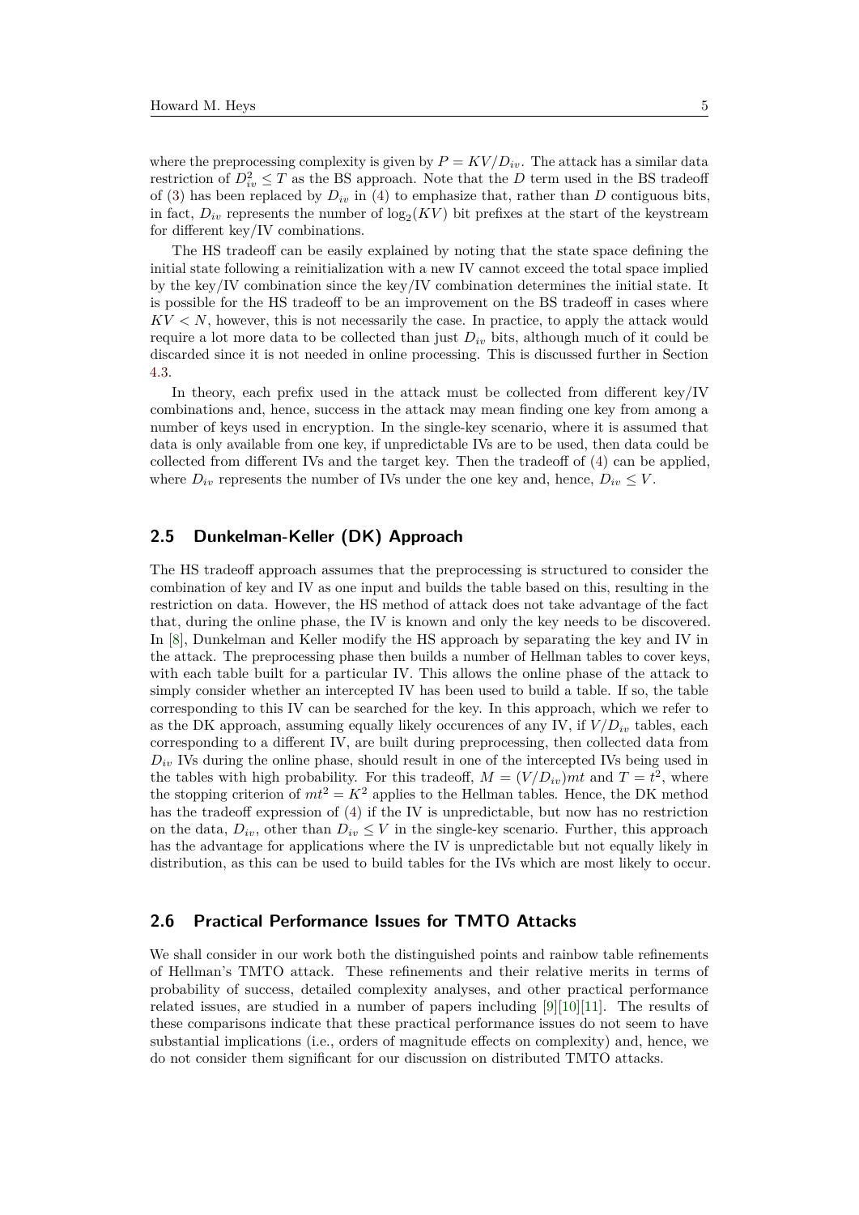where the preprocessing complexity is given by $P = KV/D_{iv}$. The attack has a similar data restriction of $D_{iv}^2 \leq T$ as the BS approach. Note that the $D$ term used in the BS tradeoff of (3) has been replaced by $D_{iv}$ in (4) to emphasize that, rather than $D$ contiguous bits, in fact, $D_{iv}$ represents the number of $\log_2(KV)$ bit prefixes at the start of the keystream for different key/IV combinations.

The HS tradeoff can be easily explained by noting that the state space defining the initial state following a reinitialization with a new IV cannot exceed the total space implied by the key/IV combination since the key/IV combination determines the initial state. It is possible for the HS tradeoff to be an improvement on the BS tradeoff in cases where $KV < N$, however, this is not necessarily the case. In practice, to apply the attack would require a lot more data to be collected than just $D_{iv}$ bits, although much of it could be discarded since it is not needed in online processing. This is discussed further in Section 4.3.

In theory, each prefix used in the attack must be collected from different key/IV combinations and, hence, success in the attack may mean finding one key from among a number of keys used in encryption. In the single-key scenario, where it is assumed that data is only available from one key, if unpredictable IVs are to be used, then data could be collected from different IVs and the target key. Then the tradeoff of (4) can be applied, where $D_{iv}$ represents the number of IVs under the one key and, hence, $D_{iv} \leq V$.

## 2.5 Dunkelman-Keller (DK) Approach

The HS tradeoff approach assumes that the preprocessing is structured to consider the combination of key and IV as one input and builds the table based on this, resulting in the restriction on data. However, the HS method of attack does not take advantage of the fact that, during the online phase, the IV is known and only the key needs to be discovered. In [8], Dunkelman and Keller modify the HS approach by separating the key and IV in the attack. The preprocessing phase then builds a number of Hellman tables to cover keys, with each table built for a particular IV. This allows the online phase of the attack to simply consider whether an intercepted IV has been used to build a table. If so, the table corresponding to this IV can be searched for the key. In this approach, which we refer to as the DK approach, assuming equally likely occurences of any IV, if $V/D_{iv}$ tables, each corresponding to a different IV, are built during preprocessing, then collected data from $D_{iv}$ IVs during the online phase, should result in one of the intercepted IVs being used in the tables with high probability. For this tradeoff, $M = (V/D_{iv})mt$ and $T = t^2$, where the stopping criterion of $mt^2 = K^2$ applies to the Hellman tables. Hence, the DK method has the tradeoff expression of (4) if the IV is unpredictable, but now has no restriction on the data, $D_{iv}$, other than $D_{iv} \leq V$ in the single-key scenario. Further, this approach has the advantage for applications where the IV is unpredictable but not equally likely in distribution, as this can be used to build tables for the IVs which are most likely to occur.

## 2.6 Practical Performance Issues for TMTO Attacks

We shall consider in our work both the distinguished points and rainbow table refinements of Hellman's TMTO attack. These refinements and their relative merits in terms of probability of success, detailed complexity analyses, and other practical performance related issues, are studied in a number of papers including [9][10][11]. The results of these comparisons indicate that these practical performance issues do not seem to have substantial implications (i.e., orders of magnitude effects on complexity) and, hence, we do not consider them significant for our discussion on distributed TMTO attacks.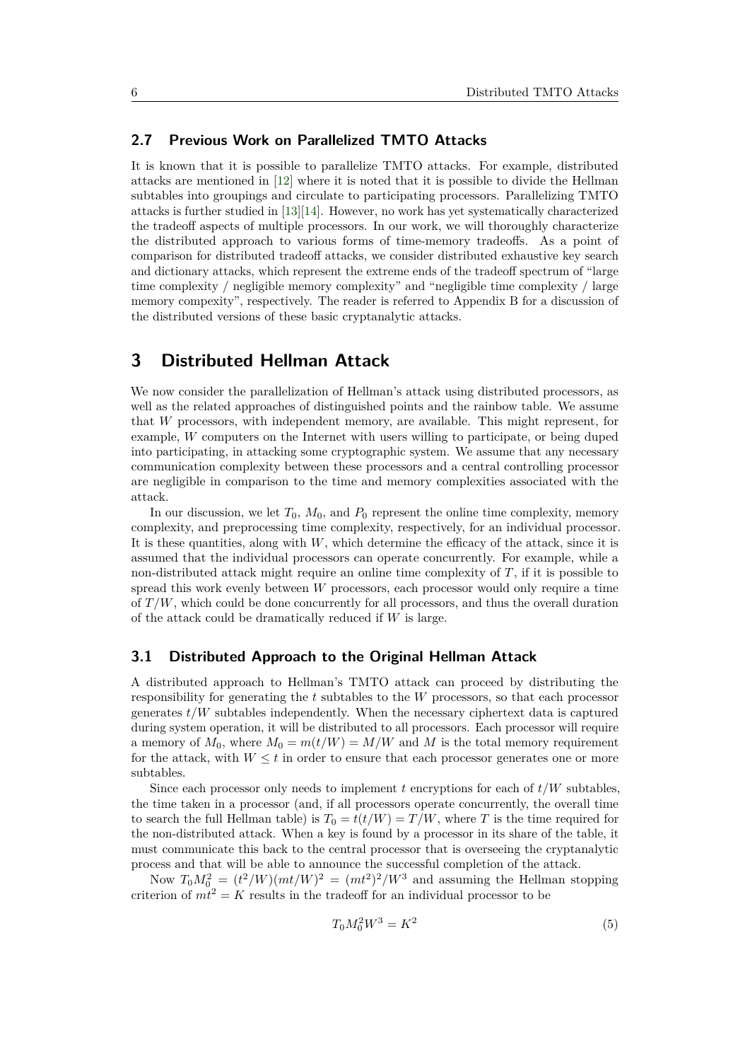### 2.7 Previous Work on Parallelized TMTO Attacks

It is known that it is possible to parallelize TMTO attacks. For example, distributed attacks are mentioned in [12] where it is noted that it is possible to divide the Hellman subtables into groupings and circulate to participating processors. Parallelizing TMTO attacks is further studied in [13][14]. However, no work has yet systematically characterized the tradeoff aspects of multiple processors. In our work, we will thoroughly characterize the distributed approach to various forms of time-memory tradeoffs. As a point of comparison for distributed tradeoff attacks, we consider distributed exhaustive key search and dictionary attacks, which represent the extreme ends of the tradeoff spectrum of "large time complexity / negligible memory complexity" and "negligible time complexity / large memory compexity", respectively. The reader is referred to Appendix B for a discussion of the distributed versions of these basic cryptanalytic attacks.

## 3 Distributed Hellman Attack

We now consider the parallelization of Hellman's attack using distributed processors, as well as the related approaches of distinguished points and the rainbow table. We assume that $W$ processors, with independent memory, are available. This might represent, for example, $W$ computers on the Internet with users willing to participate, or being duped into participating, in attacking some cryptographic system. We assume that any necessary communication complexity between these processors and a central controlling processor are negligible in comparison to the time and memory complexities associated with the attack.

In our discussion, we let $T_0$, $M_0$, and $P_0$ represent the online time complexity, memory complexity, and preprocessing time complexity, respectively, for an individual processor. It is these quantities, along with $W$, which determine the efficacy of the attack, since it is assumed that the individual processors can operate concurrently. For example, while a non-distributed attack might require an online time complexity of $T$, if it is possible to spread this work evenly between $W$ processors, each processor would only require a time of $T/W$, which could be done concurrently for all processors, and thus the overall duration of the attack could be dramatically reduced if $W$ is large.

### 3.1 Distributed Approach to the Original Hellman Attack

A distributed approach to Hellman's TMTO attack can proceed by distributing the responsibility for generating the $t$ subtables to the $W$ processors, so that each processor generates $t/W$ subtables independently. When the necessary ciphertext data is captured during system operation, it will be distributed to all processors. Each processor will require a memory of $M_0$, where $M_0 = m(t/W) = M/W$ and $M$ is the total memory requirement for the attack, with $W \leq t$ in order to ensure that each processor generates one or more subtables.

Since each processor only needs to implement $t$ encryptions for each of $t/W$ subtables, the time taken in a processor (and, if all processors operate concurrently, the overall time to search the full Hellman table) is $T_0 = t(t/W) = T/W$, where $T$ is the time required for the non-distributed attack. When a key is found by a processor in its share of the table, it must communicate this back to the central processor that is overseeing the cryptanalytic process and that will be able to announce the successful completion of the attack.

Now $T_0 M_0^2 = (t^2/W)(mt/W)^2 = (mt^2)^2/W^3$ and assuming the Hellman stopping criterion of $mt^2 = K$ results in the tradeoff for an individual processor to be

$$T_0 M_0^2 W^3 = K^2 \tag{5}$$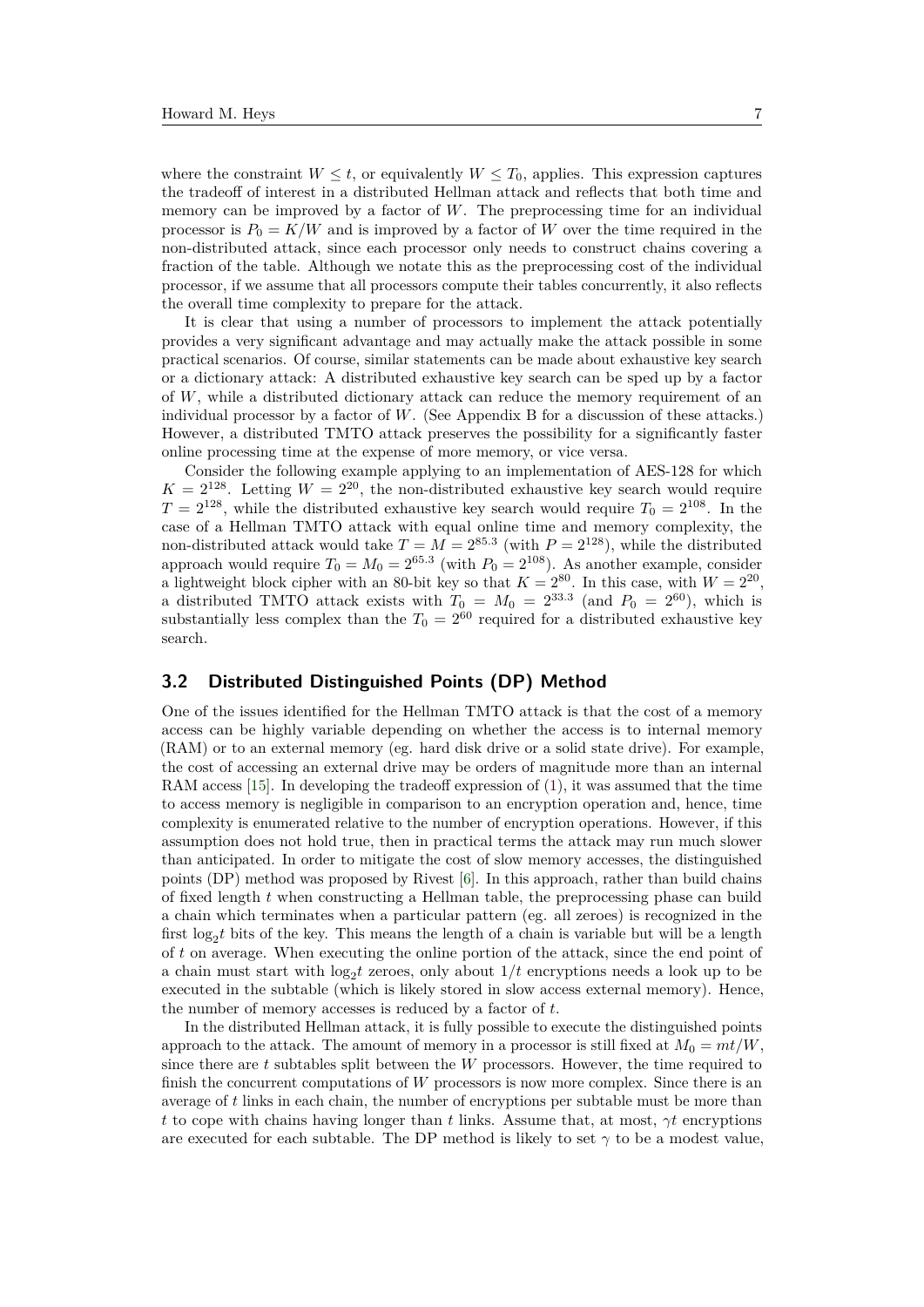where the constraint $W \leq t$, or equivalently $W \leq T_0$, applies. This expression captures the tradeoff of interest in a distributed Hellman attack and reflects that both time and memory can be improved by a factor of $W$. The preprocessing time for an individual processor is $P_0 = K/W$ and is improved by a factor of $W$ over the time required in the non-distributed attack, since each processor only needs to construct chains covering a fraction of the table. Although we notate this as the preprocessing cost of the individual processor, if we assume that all processors compute their tables concurrently, it also reflects the overall time complexity to prepare for the attack.

It is clear that using a number of processors to implement the attack potentially provides a very significant advantage and may actually make the attack possible in some practical scenarios. Of course, similar statements can be made about exhaustive key search or a dictionary attack: A distributed exhaustive key search can be sped up by a factor of $W$, while a distributed dictionary attack can reduce the memory requirement of an individual processor by a factor of $W$. (See Appendix B for a discussion of these attacks.) However, a distributed TMTO attack preserves the possibility for a significantly faster online processing time at the expense of more memory, or vice versa.

Consider the following example applying to an implementation of AES-128 for which $K = 2^{128}$. Letting $W = 2^{20}$, the non-distributed exhaustive key search would require $T = 2^{128}$, while the distributed exhaustive key search would require $T_0 = 2^{108}$. In the case of a Hellman TMTO attack with equal online time and memory complexity, the non-distributed attack would take $T = M = 2^{85.3}$ (with $P = 2^{128}$), while the distributed approach would require $T_0 = M_0 = 2^{65.3}$ (with $P_0 = 2^{108}$). As another example, consider a lightweight block cipher with an 80-bit key so that $K = 2^{80}$. In this case, with $W = 2^{20}$, a distributed TMTO attack exists with $T_0 = M_0 = 2^{33.3}$ (and $P_0 = 2^{60}$), which is substantially less complex than the $T_0 = 2^{60}$ required for a distributed exhaustive key search.

### 3.2 Distributed Distinguished Points (DP) Method

One of the issues identified for the Hellman TMTO attack is that the cost of a memory access can be highly variable depending on whether the access is to internal memory (RAM) or to an external memory (eg. hard disk drive or a solid state drive). For example, the cost of accessing an external drive may be orders of magnitude more than an internal RAM access [15]. In developing the tradeoff expression of (1), it was assumed that the time to access memory is negligible in comparison to an encryption operation and, hence, time complexity is enumerated relative to the number of encryption operations. However, if this assumption does not hold true, then in practical terms the attack may run much slower than anticipated. In order to mitigate the cost of slow memory accesses, the distinguished points (DP) method was proposed by Rivest [6]. In this approach, rather than build chains of fixed length $t$ when constructing a Hellman table, the preprocessing phase can build a chain which terminates when a particular pattern (eg. all zeroes) is recognized in the first $\log_2 t$ bits of the key. This means the length of a chain is variable but will be a length of $t$ on average. When executing the online portion of the attack, since the end point of a chain must start with $\log_2 t$ zeroes, only about $1/t$ encryptions needs a look up to be executed in the subtable (which is likely stored in slow access external memory). Hence, the number of memory accesses is reduced by a factor of $t$.

In the distributed Hellman attack, it is fully possible to execute the distinguished points approach to the attack. The amount of memory in a processor is still fixed at $M_0 = mt/W$, since there are $t$ subtables split between the $W$ processors. However, the time required to finish the concurrent computations of $W$ processors is now more complex. Since there is an average of $t$ links in each chain, the number of encryptions per subtable must be more than $t$ to cope with chains having longer than $t$ links. Assume that, at most, $\gamma t$ encryptions are executed for each subtable. The DP method is likely to set $\gamma$ to be a modest value,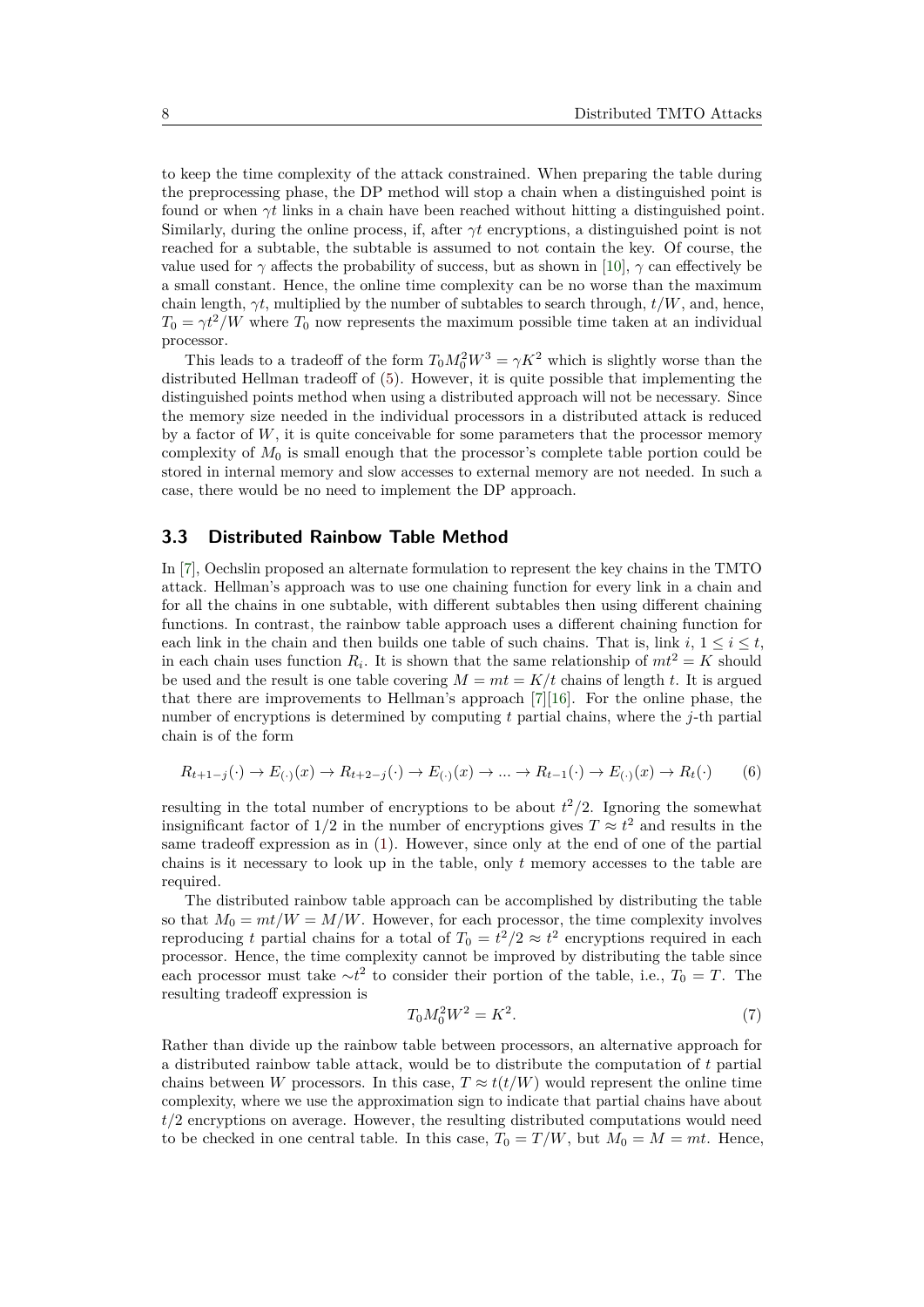to keep the time complexity of the attack constrained. When preparing the table during the preprocessing phase, the DP method will stop a chain when a distinguished point is found or when $\gamma t$ links in a chain have been reached without hitting a distinguished point. Similarly, during the online process, if, after $\gamma t$ encryptions, a distinguished point is not reached for a subtable, the subtable is assumed to not contain the key. Of course, the value used for $\gamma$ affects the probability of success, but as shown in [10], $\gamma$ can effectively be a small constant. Hence, the online time complexity can be no worse than the maximum chain length, $\gamma t$, multiplied by the number of subtables to search through, $t/W$, and, hence, $T_0 = \gamma t^2/W$ where $T_0$ now represents the maximum possible time taken at an individual processor.

This leads to a tradeoff of the form $T_0 M_0^2 W^3 = \gamma K^2$ which is slightly worse than the distributed Hellman tradeoff of (5). However, it is quite possible that implementing the distinguished points method when using a distributed approach will not be necessary. Since the memory size needed in the individual processors in a distributed attack is reduced by a factor of $W$, it is quite conceivable for some parameters that the processor memory complexity of $M_0$ is small enough that the processor's complete table portion could be stored in internal memory and slow accesses to external memory are not needed. In such a case, there would be no need to implement the DP approach.

### 3.3 Distributed Rainbow Table Method

In [7], Oechslin proposed an alternate formulation to represent the key chains in the TMTO attack. Hellman's approach was to use one chaining function for every link in a chain and for all the chains in one subtable, with different subtables then using different chaining functions. In contrast, the rainbow table approach uses a different chaining function for each link in the chain and then builds one table of such chains. That is, link $i$, $1 \leq i \leq t$, in each chain uses function $R_i$. It is shown that the same relationship of $mt^2 = K$ should be used and the result is one table covering $M = mt = K/t$ chains of length $t$. It is argued that there are improvements to Hellman's approach [7][16]. For the online phase, the number of encryptions is determined by computing $t$ partial chains, where the $j$-th partial chain is of the form

$$R_{t+1-j}(\cdot) \rightarrow E_{(\cdot)}(x) \rightarrow R_{t+2-j}(\cdot) \rightarrow E_{(\cdot)}(x) \rightarrow \dots \rightarrow R_{t-1}(\cdot) \rightarrow E_{(\cdot)}(x) \rightarrow R_t(\cdot) \qquad (6)$$

resulting in the total number of encryptions to be about $t^2/2$. Ignoring the somewhat insignificant factor of $1/2$ in the number of encryptions gives $T \approx t^2$ and results in the same tradeoff expression as in (1). However, since only at the end of one of the partial chains is it necessary to look up in the table, only $t$ memory accesses to the table are required.

The distributed rainbow table approach can be accomplished by distributing the table so that $M_0 = mt/W = M/W$. However, for each processor, the time complexity involves reproducing $t$ partial chains for a total of $T_0 = t^2/2 \approx t^2$ encryptions required in each processor. Hence, the time complexity cannot be improved by distributing the table since each processor must take $\sim t^2$ to consider their portion of the table, i.e., $T_0 = T$. The resulting tradeoff expression is

$$T_0 M_0^2 W^2 = K^2. \qquad (7)$$

Rather than divide up the rainbow table between processors, an alternative approach for a distributed rainbow table attack, would be to distribute the computation of $t$ partial chains between $W$ processors. In this case, $T \approx t(t/W)$ would represent the online time complexity, where we use the approximation sign to indicate that partial chains have about $t/2$ encryptions on average. However, the resulting distributed computations would need to be checked in one central table. In this case, $T_0 = T/W$, but $M_0 = M = mt$. Hence,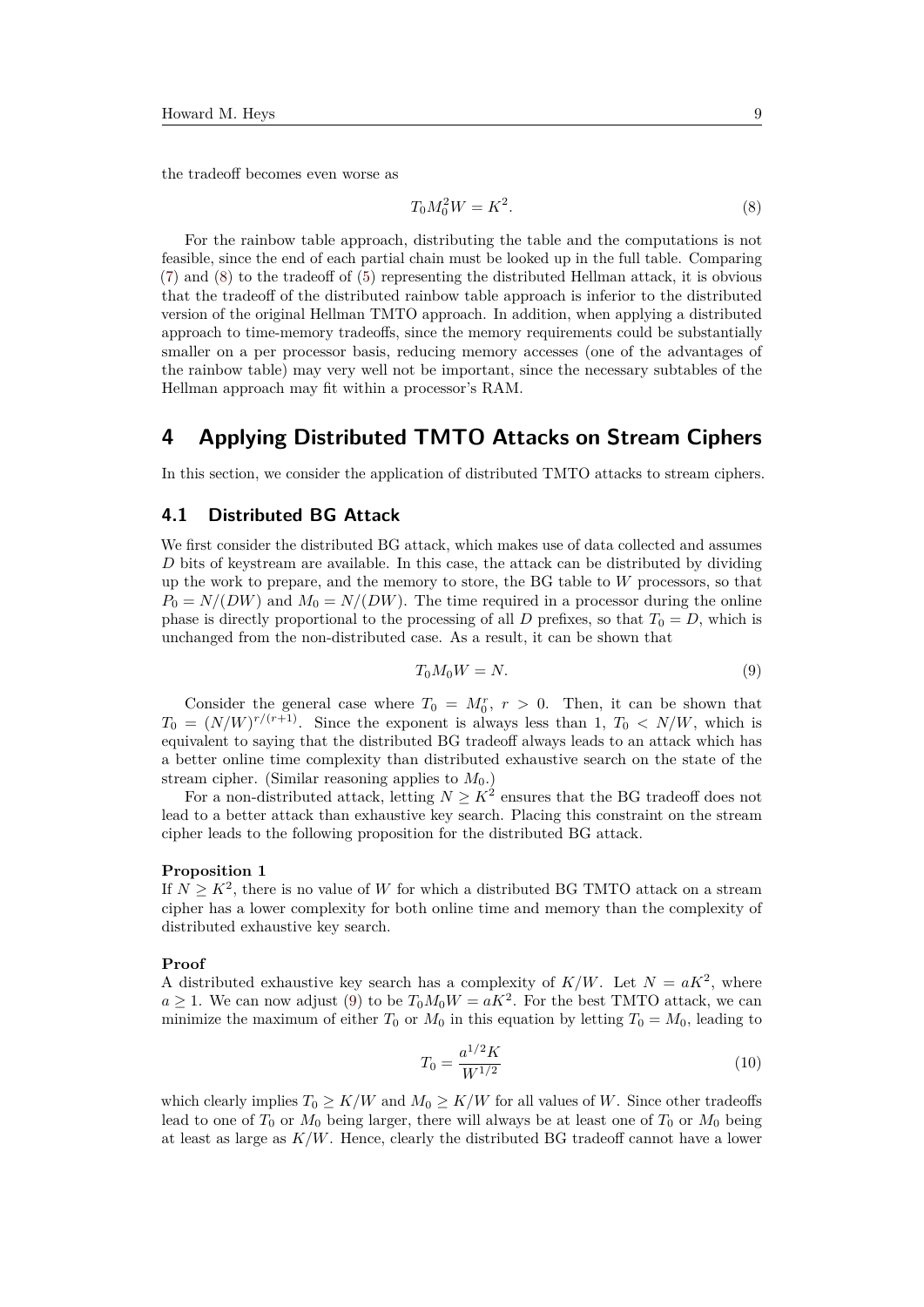the tradeoff becomes even worse as

$$T_0 M_0^2 W = K^2. \tag{8}$$

For the rainbow table approach, distributing the table and the computations is not feasible, since the end of each partial chain must be looked up in the full table. Comparing (7) and (8) to the tradeoff of (5) representing the distributed Hellman attack, it is obvious that the tradeoff of the distributed rainbow table approach is inferior to the distributed version of the original Hellman TMTO approach. In addition, when applying a distributed approach to time-memory tradeoffs, since the memory requirements could be substantially smaller on a per processor basis, reducing memory accesses (one of the advantages of the rainbow table) may very well not be important, since the necessary subtables of the Hellman approach may fit within a processor's RAM.

## 4 Applying Distributed TMTO Attacks on Stream Ciphers

In this section, we consider the application of distributed TMTO attacks to stream ciphers.

### 4.1 Distributed BG Attack

We first consider the distributed BG attack, which makes use of data collected and assumes $D$ bits of keystream are available. In this case, the attack can be distributed by dividing up the work to prepare, and the memory to store, the BG table to $W$ processors, so that $P_0 = N/(DW)$ and $M_0 = N/(DW)$. The time required in a processor during the online phase is directly proportional to the processing of all $D$ prefixes, so that $T_0 = D$, which is unchanged from the non-distributed case. As a result, it can be shown that

$$T_0 M_0 W = N. \tag{9}$$

Consider the general case where $T_0 = M_0^r$, $r > 0$. Then, it can be shown that $T_0 = (N/W)^{r/(r+1)}$. Since the exponent is always less than 1, $T_0 < N/W$, which is equivalent to saying that the distributed BG tradeoff always leads to an attack which has a better online time complexity than distributed exhaustive search on the state of the stream cipher. (Similar reasoning applies to $M_0$.)

For a non-distributed attack, letting $N \geq K^2$ ensures that the BG tradeoff does not lead to a better attack than exhaustive key search. Placing this constraint on the stream cipher leads to the following proposition for the distributed BG attack.

**Proposition 1**
If $N \geq K^2$, there is no value of $W$ for which a distributed BG TMTO attack on a stream cipher has a lower complexity for both online time and memory than the complexity of distributed exhaustive key search.

**Proof**
A distributed exhaustive key search has a complexity of $K/W$. Let $N = aK^2$, where $a \geq 1$. We can now adjust (9) to be $T_0 M_0 W = aK^2$. For the best TMTO attack, we can minimize the maximum of either $T_0$ or $M_0$ in this equation by letting $T_0 = M_0$, leading to

$$T_0 = \frac{a^{1/2} K}{W^{1/2}} \tag{10}$$

which clearly implies $T_0 \geq K/W$ and $M_0 \geq K/W$ for all values of $W$. Since other tradeoffs lead to one of $T_0$ or $M_0$ being larger, there will always be at least one of $T_0$ or $M_0$ being at least as large as $K/W$. Hence, clearly the distributed BG tradeoff cannot have a lower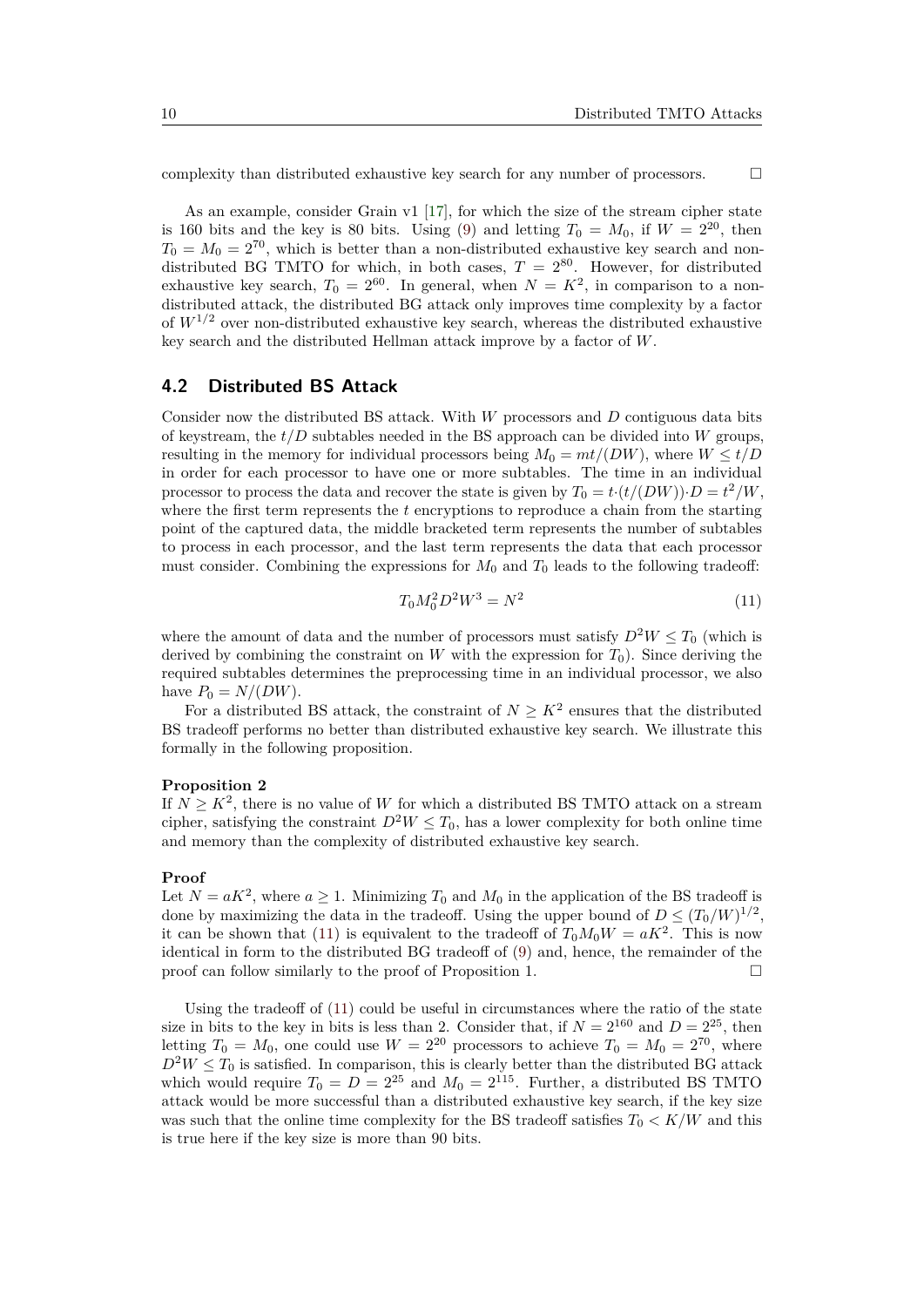complexity than distributed exhaustive key search for any number of processors. □

As an example, consider Grain v1 [17], for which the size of the stream cipher state is 160 bits and the key is 80 bits. Using (9) and letting $T_0 = M_0$, if $W = 2^{20}$, then $T_0 = M_0 = 2^{70}$, which is better than a non-distributed exhaustive key search and non-distributed BG TMTO for which, in both cases, $T = 2^{80}$. However, for distributed exhaustive key search, $T_0 = 2^{60}$. In general, when $N = K^2$, in comparison to a non-distributed attack, the distributed BG attack only improves time complexity by a factor of $W^{1/2}$ over non-distributed exhaustive key search, whereas the distributed exhaustive key search and the distributed Hellman attack improve by a factor of $W$.

## 4.2 Distributed BS Attack

Consider now the distributed BS attack. With $W$ processors and $D$ contiguous data bits of keystream, the $t/D$ subtables needed in the BS approach can be divided into $W$ groups, resulting in the memory for individual processors being $M_0 = mt/(DW)$, where $W \leq t/D$ in order for each processor to have one or more subtables. The time in an individual processor to process the data and recover the state is given by $T_0 = t \cdot (t/(DW)) \cdot D = t^2/W$, where the first term represents the $t$ encryptions to reproduce a chain from the starting point of the captured data, the middle bracketed term represents the number of subtables to process in each processor, and the last term represents the data that each processor must consider. Combining the expressions for $M_0$ and $T_0$ leads to the following tradeoff:

$$T_0 M_0^2 D^2 W^3 = N^2 \tag{11}$$

where the amount of data and the number of processors must satisfy $D^2 W \leq T_0$ (which is derived by combining the constraint on $W$ with the expression for $T_0$). Since deriving the required subtables determines the preprocessing time in an individual processor, we also have $P_0 = N/(DW)$.

For a distributed BS attack, the constraint of $N \geq K^2$ ensures that the distributed BS tradeoff performs no better than distributed exhaustive key search. We illustrate this formally in the following proposition.

**Proposition 2**
If $N \geq K^2$, there is no value of $W$ for which a distributed BS TMTO attack on a stream cipher, satisfying the constraint $D^2 W \leq T_0$, has a lower complexity for both online time and memory than the complexity of distributed exhaustive key search.

**Proof**
Let $N = aK^2$, where $a \geq 1$. Minimizing $T_0$ and $M_0$ in the application of the BS tradeoff is done by maximizing the data in the tradeoff. Using the upper bound of $D \leq (T_0/W)^{1/2}$, it can be shown that (11) is equivalent to the tradeoff of $T_0 M_0 W = aK^2$. This is now identical in form to the distributed BG tradeoff of (9) and, hence, the remainder of the proof can follow similarly to the proof of Proposition 1. □

Using the tradeoff of (11) could be useful in circumstances where the ratio of the state size in bits to the key in bits is less than 2. Consider that, if $N = 2^{160}$ and $D = 2^{25}$, then letting $T_0 = M_0$, one could use $W = 2^{20}$ processors to achieve $T_0 = M_0 = 2^{70}$, where $D^2 W \leq T_0$ is satisfied. In comparison, this is clearly better than the distributed BG attack which would require $T_0 = D = 2^{25}$ and $M_0 = 2^{115}$. Further, a distributed BS TMTO attack would be more successful than a distributed exhaustive key search, if the key size was such that the online time complexity for the BS tradeoff satisfies $T_0 < K/W$ and this is true here if the key size is more than 90 bits.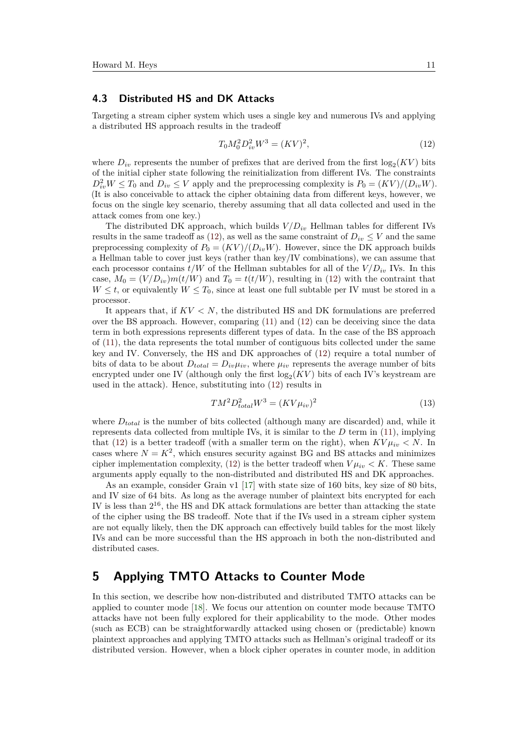### 4.3 Distributed HS and DK Attacks

Targeting a stream cipher system which uses a single key and numerous IVs and applying a distributed HS approach results in the tradeoff

$$T_0 M_0^2 D_{iv}^2 W^3 = (KV)^2, \tag{12}$$

where $D_{iv}$ represents the number of prefixes that are derived from the first $\log_2(KV)$ bits of the initial cipher state following the reinitialization from different IVs. The constraints $D_{iv}^2 W \leq T_0$ and $D_{iv} \leq V$ apply and the preprocessing complexity is $P_0 = (KV)/(D_{iv}W)$. (It is also conceivable to attack the cipher obtaining data from different keys, however, we focus on the single key scenario, thereby assuming that all data collected and used in the attack comes from one key.)

The distributed DK approach, which builds $V/D_{iv}$ Hellman tables for different IVs results in the same tradeoff as (12), as well as the same constraint of $D_{iv} \leq V$ and the same preprocessing complexity of $P_0 = (KV)/(D_{iv}W)$. However, since the DK approach builds a Hellman table to cover just keys (rather than key/IV combinations), we can assume that each processor contains $t/W$ of the Hellman subtables for all of the $V/D_{iv}$ IVs. In this case, $M_0 = (V/D_{iv})m(t/W)$ and $T_0 = t(t/W)$, resulting in (12) with the contraint that $W \leq t$, or equivalently $W \leq T_0$, since at least one full subtable per IV must be stored in a processor.

It appears that, if $KV < N$, the distributed HS and DK formulations are preferred over the BS approach. However, comparing (11) and (12) can be deceiving since the data term in both expressions represents different types of data. In the case of the BS approach of (11), the data represents the total number of contiguous bits collected under the same key and IV. Conversely, the HS and DK approaches of (12) require a total number of bits of data to be about $D_{total} = D_{iv}\mu_{iv}$, where $\mu_{iv}$ represents the average number of bits encrypted under one IV (although only the first $\log_2(KV)$ bits of each IV's keystream are used in the attack). Hence, substituting into (12) results in

$$TM^2 D_{total}^2 W^3 = (KV\mu_{iv})^2 \tag{13}$$

where $D_{total}$ is the number of bits collected (although many are discarded) and, while it represents data collected from multiple IVs, it is similar to the $D$ term in (11), implying that (12) is a better tradeoff (with a smaller term on the right), when $KV\mu_{iv} < N$. In cases where $N = K^2$, which ensures security against BG and BS attacks and minimizes cipher implementation complexity, (12) is the better tradeoff when $V\mu_{iv} < K$. These same arguments apply equally to the non-distributed and distributed HS and DK approaches.

As an example, consider Grain v1 [17] with state size of 160 bits, key size of 80 bits, and IV size of 64 bits. As long as the average number of plaintext bits encrypted for each IV is less than $2^{16}$, the HS and DK attack formulations are better than attacking the state of the cipher using the BS tradeoff. Note that if the IVs used in a stream cipher system are not equally likely, then the DK approach can effectively build tables for the most likely IVs and can be more successful than the HS approach in both the non-distributed and distributed cases.

## 5 Applying TMTO Attacks to Counter Mode

In this section, we describe how non-distributed and distributed TMTO attacks can be applied to counter mode [18]. We focus our attention on counter mode because TMTO attacks have not been fully explored for their applicability to the mode. Other modes (such as ECB) can be straightforwardly attacked using chosen or (predictable) known plaintext approaches and applying TMTO attacks such as Hellman's original tradeoff or its distributed version. However, when a block cipher operates in counter mode, in addition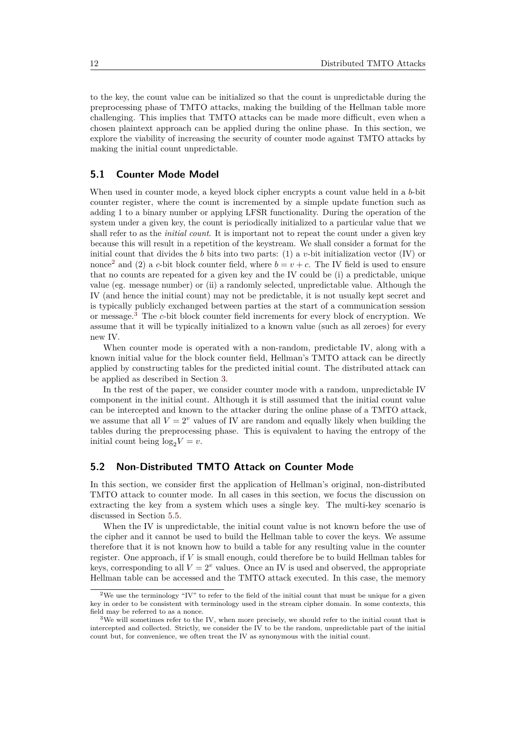to the key, the count value can be initialized so that the count is unpredictable during the preprocessing phase of TMTO attacks, making the building of the Hellman table more challenging. This implies that TMTO attacks can be made more difficult, even when a chosen plaintext approach can be applied during the online phase. In this section, we explore the viability of increasing the security of counter mode against TMTO attacks by making the initial count unpredictable.

## 5.1 Counter Mode Model

When used in counter mode, a keyed block cipher encrypts a count value held in a $b$-bit counter register, where the count is incremented by a simple update function such as adding 1 to a binary number or applying LFSR functionality. During the operation of the system under a given key, the count is periodically initialized to a particular value that we shall refer to as the *initial count*. It is important not to repeat the count under a given key because this will result in a repetition of the keystream. We shall consider a format for the initial count that divides the $b$ bits into two parts: (1) a $v$-bit initialization vector (IV) or nonce[2] and (2) a $c$-bit block counter field, where $b = v + c$. The IV field is used to ensure that no counts are repeated for a given key and the IV could be (i) a predictable, unique value (eg. message number) or (ii) a randomly selected, unpredictable value. Although the IV (and hence the initial count) may not be predictable, it is not usually kept secret and is typically publicly exchanged between parties at the start of a communication session or message.[3] The $c$-bit block counter field increments for every block of encryption. We assume that it will be typically initialized to a known value (such as all zeroes) for every new IV.

When counter mode is operated with a non-random, predictable IV, along with a known initial value for the block counter field, Hellman's TMTO attack can be directly applied by constructing tables for the predicted initial count. The distributed attack can be applied as described in Section 3.

In the rest of the paper, we consider counter mode with a random, unpredictable IV component in the initial count. Although it is still assumed that the initial count value can be intercepted and known to the attacker during the online phase of a TMTO attack, we assume that all $V = 2^v$ values of IV are random and equally likely when building the tables during the preprocessing phase. This is equivalent to having the entropy of the initial count being $\log_2 V = v$.

## 5.2 Non-Distributed TMTO Attack on Counter Mode

In this section, we consider first the application of Hellman's original, non-distributed TMTO attack to counter mode. In all cases in this section, we focus the discussion on extracting the key from a system which uses a single key. The multi-key scenario is discussed in Section 5.5.

When the IV is unpredictable, the initial count value is not known before the use of the cipher and it cannot be used to build the Hellman table to cover the keys. We assume therefore that it is not known how to build a table for any resulting value in the counter register. One approach, if $V$ is small enough, could therefore be to build Hellman tables for keys, corresponding to all $V = 2^v$ values. Once an IV is used and observed, the appropriate Hellman table can be accessed and the TMTO attack executed. In this case, the memory

[2] We use the terminology "IV" to refer to the field of the initial count that must be unique for a given key in order to be consistent with terminology used in the stream cipher domain. In some contexts, this field may be referred to as a nonce.

[3] We will sometimes refer to the IV, when more precisely, we should refer to the initial count that is intercepted and collected. Strictly, we consider the IV to be the random, unpredictable part of the initial count but, for convenience, we often treat the IV as synonymous with the initial count.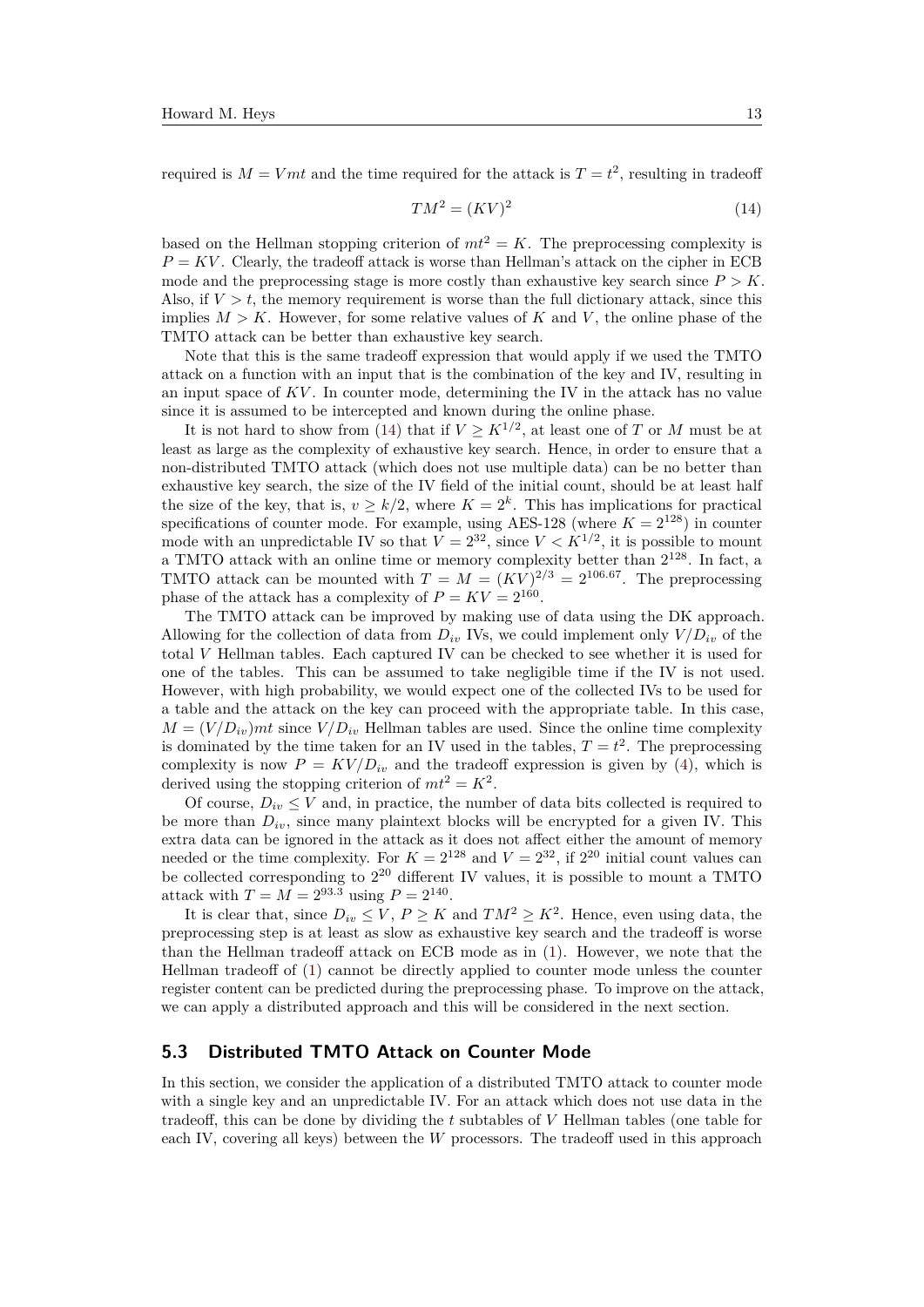required is $M = Vmt$ and the time required for the attack is $T = t^2$, resulting in tradeoff

$$TM^2 = (KV)^2 \tag{14}$$

based on the Hellman stopping criterion of $mt^2 = K$. The preprocessing complexity is $P = KV$. Clearly, the tradeoff attack is worse than Hellman's attack on the cipher in ECB mode and the preprocessing stage is more costly than exhaustive key search since $P > K$. Also, if $V > t$, the memory requirement is worse than the full dictionary attack, since this implies $M > K$. However, for some relative values of $K$ and $V$, the online phase of the TMTO attack can be better than exhaustive key search.

Note that this is the same tradeoff expression that would apply if we used the TMTO attack on a function with an input that is the combination of the key and IV, resulting in an input space of $KV$. In counter mode, determining the IV in the attack has no value since it is assumed to be intercepted and known during the online phase.

It is not hard to show from (14) that if $V \geq K^{1/2}$, at least one of $T$ or $M$ must be at least as large as the complexity of exhaustive key search. Hence, in order to ensure that a non-distributed TMTO attack (which does not use multiple data) can be no better than exhaustive key search, the size of the IV field of the initial count, should be at least half the size of the key, that is, $v \geq k/2$, where $K = 2^k$. This has implications for practical specifications of counter mode. For example, using AES-128 (where $K = 2^{128}$) in counter mode with an unpredictable IV so that $V = 2^{32}$, since $V < K^{1/2}$, it is possible to mount a TMTO attack with an online time or memory complexity better than $2^{128}$. In fact, a TMTO attack can be mounted with $T = M = (KV)^{2/3} = 2^{106.67}$. The preprocessing phase of the attack has a complexity of $P = KV = 2^{160}$.

The TMTO attack can be improved by making use of data using the DK approach. Allowing for the collection of data from $D_{iv}$ IVs, we could implement only $V/D_{iv}$ of the total $V$ Hellman tables. Each captured IV can be checked to see whether it is used for one of the tables. This can be assumed to take negligible time if the IV is not used. However, with high probability, we would expect one of the collected IVs to be used for a table and the attack on the key can proceed with the appropriate table. In this case, $M = (V/D_{iv})mt$ since $V/D_{iv}$ Hellman tables are used. Since the online time complexity is dominated by the time taken for an IV used in the tables, $T = t^2$. The preprocessing complexity is now $P = KV/D_{iv}$ and the tradeoff expression is given by (4), which is derived using the stopping criterion of $mt^2 = K^2$.

Of course, $D_{iv} \leq V$ and, in practice, the number of data bits collected is required to be more than $D_{iv}$, since many plaintext blocks will be encrypted for a given IV. This extra data can be ignored in the attack as it does not affect either the amount of memory needed or the time complexity. For $K = 2^{128}$ and $V = 2^{32}$, if $2^{20}$ initial count values can be collected corresponding to $2^{20}$ different IV values, it is possible to mount a TMTO attack with $T = M = 2^{93.3}$ using $P = 2^{140}$.

It is clear that, since $D_{iv} \leq V$, $P \geq K$ and $TM^2 \geq K^2$. Hence, even using data, the preprocessing step is at least as slow as exhaustive key search and the tradeoff is worse than the Hellman tradeoff attack on ECB mode as in (1). However, we note that the Hellman tradeoff of (1) cannot be directly applied to counter mode unless the counter register content can be predicted during the preprocessing phase. To improve on the attack, we can apply a distributed approach and this will be considered in the next section.

### 5.3 Distributed TMTO Attack on Counter Mode

In this section, we consider the application of a distributed TMTO attack to counter mode with a single key and an unpredictable IV. For an attack which does not use data in the tradeoff, this can be done by dividing the $t$ subtables of $V$ Hellman tables (one table for each IV, covering all keys) between the $W$ processors. The tradeoff used in this approach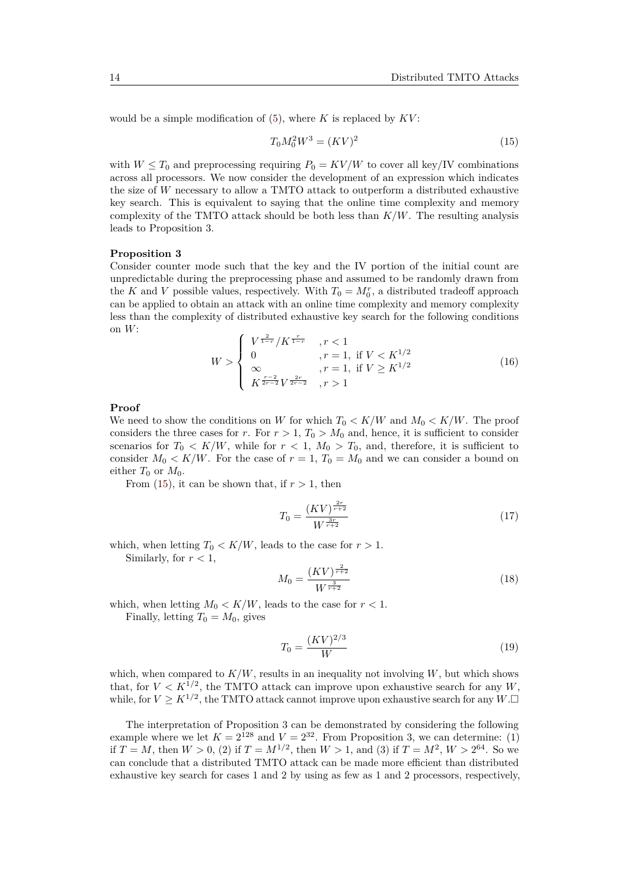would be a simple modification of (5), where $K$ is replaced by $KV$:

$$T_0 M_0^2 W^3 = (KV)^2 \tag{15}$$

with $W \leq T_0$ and preprocessing requiring $P_0 = KV/W$ to cover all key/IV combinations across all processors. We now consider the development of an expression which indicates the size of $W$ necessary to allow a TMTO attack to outperform a distributed exhaustive key search. This is equivalent to saying that the online time complexity and memory complexity of the TMTO attack should be both less than $K/W$. The resulting analysis leads to Proposition 3.

**Proposition 3**

Consider counter mode such that the key and the IV portion of the initial count are unpredictable during the preprocessing phase and assumed to be randomly drawn from the $K$ and $V$ possible values, respectively. With $T_0 = M_0^r$, a distributed tradeoff approach can be applied to obtain an attack with an online time complexity and memory complexity less than the complexity of distributed exhaustive key search for the following conditions on $W$:

$$W > \begin{cases} V^{\frac{2}{1-r}}/K^{\frac{r}{1-r}} & , r < 1 \\ 0 & , r = 1, \text{ if } V < K^{1/2} \\ \infty & , r = 1, \text{ if } V \geq K^{1/2} \\ K^{\frac{r-2}{2r-2}} V^{\frac{2r}{2r-2}} & , r > 1 \end{cases} \tag{16}$$

**Proof**

We need to show the conditions on $W$ for which $T_0 < K/W$ and $M_0 < K/W$. The proof considers the three cases for $r$. For $r > 1$, $T_0 > M_0$ and, hence, it is sufficient to consider scenarios for $T_0 < K/W$, while for $r < 1$, $M_0 > T_0$, and, therefore, it is sufficient to consider $M_0 < K/W$. For the case of $r = 1$, $T_0 = M_0$ and we can consider a bound on either $T_0$ or $M_0$.

From (15), it can be shown that, if $r > 1$, then

$$T_0 = \frac{(KV)^{\frac{2r}{r+2}}}{W^{\frac{3r}{r+2}}} \tag{17}$$

which, when letting $T_0 < K/W$, leads to the case for $r > 1$.

Similarly, for $r < 1$,

$$M_0 = \frac{(KV)^{\frac{2}{r+2}}}{W^{\frac{3}{r+2}}} \tag{18}$$

which, when letting $M_0 < K/W$, leads to the case for $r < 1$.

Finally, letting $T_0 = M_0$, gives

$$T_0 = \frac{(KV)^{2/3}}{W} \tag{19}$$

which, when compared to $K/W$, results in an inequality not involving $W$, but which shows that, for $V < K^{1/2}$, the TMTO attack can improve upon exhaustive search for any $W$, while, for $V \geq K^{1/2}$, the TMTO attack cannot improve upon exhaustive search for any $W$.□

The interpretation of Proposition 3 can be demonstrated by considering the following example where we let $K = 2^{128}$ and $V = 2^{32}$. From Proposition 3, we can determine: (1) if $T = M$, then $W > 0$, (2) if $T = M^{1/2}$, then $W > 1$, and (3) if $T = M^2$, $W > 2^{64}$. So we can conclude that a distributed TMTO attack can be made more efficient than distributed exhaustive key search for cases 1 and 2 by using as few as 1 and 2 processors, respectively,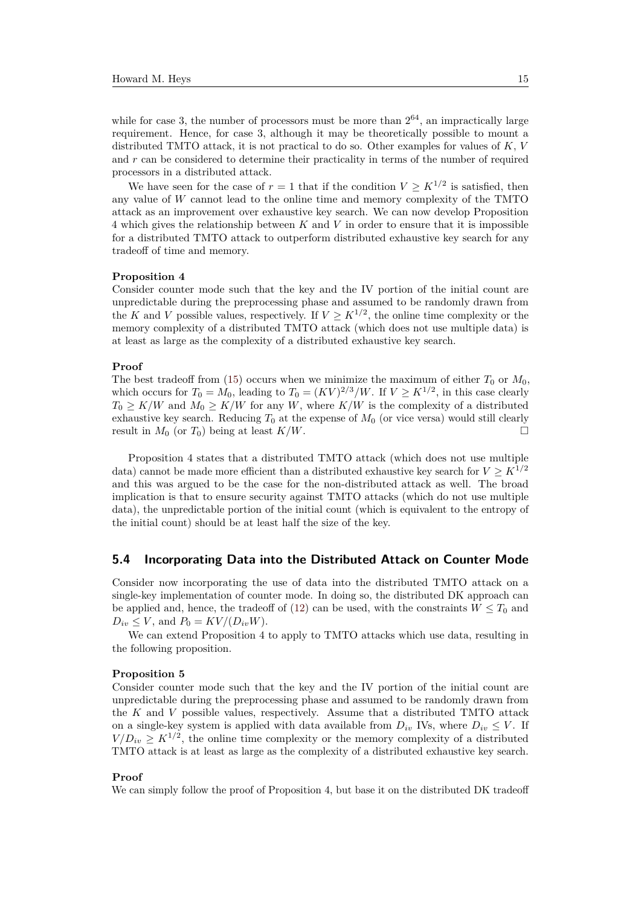while for case 3, the number of processors must be more than $2^{64}$, an impractically large requirement. Hence, for case 3, although it may be theoretically possible to mount a distributed TMTO attack, it is not practical to do so. Other examples for values of $K$, $V$ and $r$ can be considered to determine their practicality in terms of the number of required processors in a distributed attack.

We have seen for the case of $r = 1$ that if the condition $V \geq K^{1/2}$ is satisfied, then any value of $W$ cannot lead to the online time and memory complexity of the TMTO attack as an improvement over exhaustive key search. We can now develop Proposition 4 which gives the relationship between $K$ and $V$ in order to ensure that it is impossible for a distributed TMTO attack to outperform distributed exhaustive key search for any tradeoff of time and memory.

**Proposition 4**

Consider counter mode such that the key and the IV portion of the initial count are unpredictable during the preprocessing phase and assumed to be randomly drawn from the $K$ and $V$ possible values, respectively. If $V \geq K^{1/2}$, the online time complexity or the memory complexity of a distributed TMTO attack (which does not use multiple data) is at least as large as the complexity of a distributed exhaustive key search.

**Proof**

The best tradeoff from (15) occurs when we minimize the maximum of either $T_0$ or $M_0$, which occurs for $T_0 = M_0$, leading to $T_0 = (KV)^{2/3}/W$. If $V \geq K^{1/2}$, in this case clearly $T_0 \geq K/W$ and $M_0 \geq K/W$ for any $W$, where $K/W$ is the complexity of a distributed exhaustive key search. Reducing $T_0$ at the expense of $M_0$ (or vice versa) would still clearly result in $M_0$ (or $T_0$) being at least $K/W$. □

Proposition 4 states that a distributed TMTO attack (which does not use multiple data) cannot be made more efficient than a distributed exhaustive key search for $V \geq K^{1/2}$ and this was argued to be the case for the non-distributed attack as well. The broad implication is that to ensure security against TMTO attacks (which do not use multiple data), the unpredictable portion of the initial count (which is equivalent to the entropy of the initial count) should be at least half the size of the key.

## 5.4 Incorporating Data into the Distributed Attack on Counter Mode

Consider now incorporating the use of data into the distributed TMTO attack on a single-key implementation of counter mode. In doing so, the distributed DK approach can be applied and, hence, the tradeoff of (12) can be used, with the constraints $W \leq T_0$ and $D_{iv} \leq V$, and $P_0 = KV/(D_{iv}W)$.

We can extend Proposition 4 to apply to TMTO attacks which use data, resulting in the following proposition.

**Proposition 5**

Consider counter mode such that the key and the IV portion of the initial count are unpredictable during the preprocessing phase and assumed to be randomly drawn from the $K$ and $V$ possible values, respectively. Assume that a distributed TMTO attack on a single-key system is applied with data available from $D_{iv}$ IVs, where $D_{iv} \leq V$. If $V/D_{iv} \geq K^{1/2}$, the online time complexity or the memory complexity of a distributed TMTO attack is at least as large as the complexity of a distributed exhaustive key search.

**Proof**

We can simply follow the proof of Proposition 4, but base it on the distributed DK tradeoff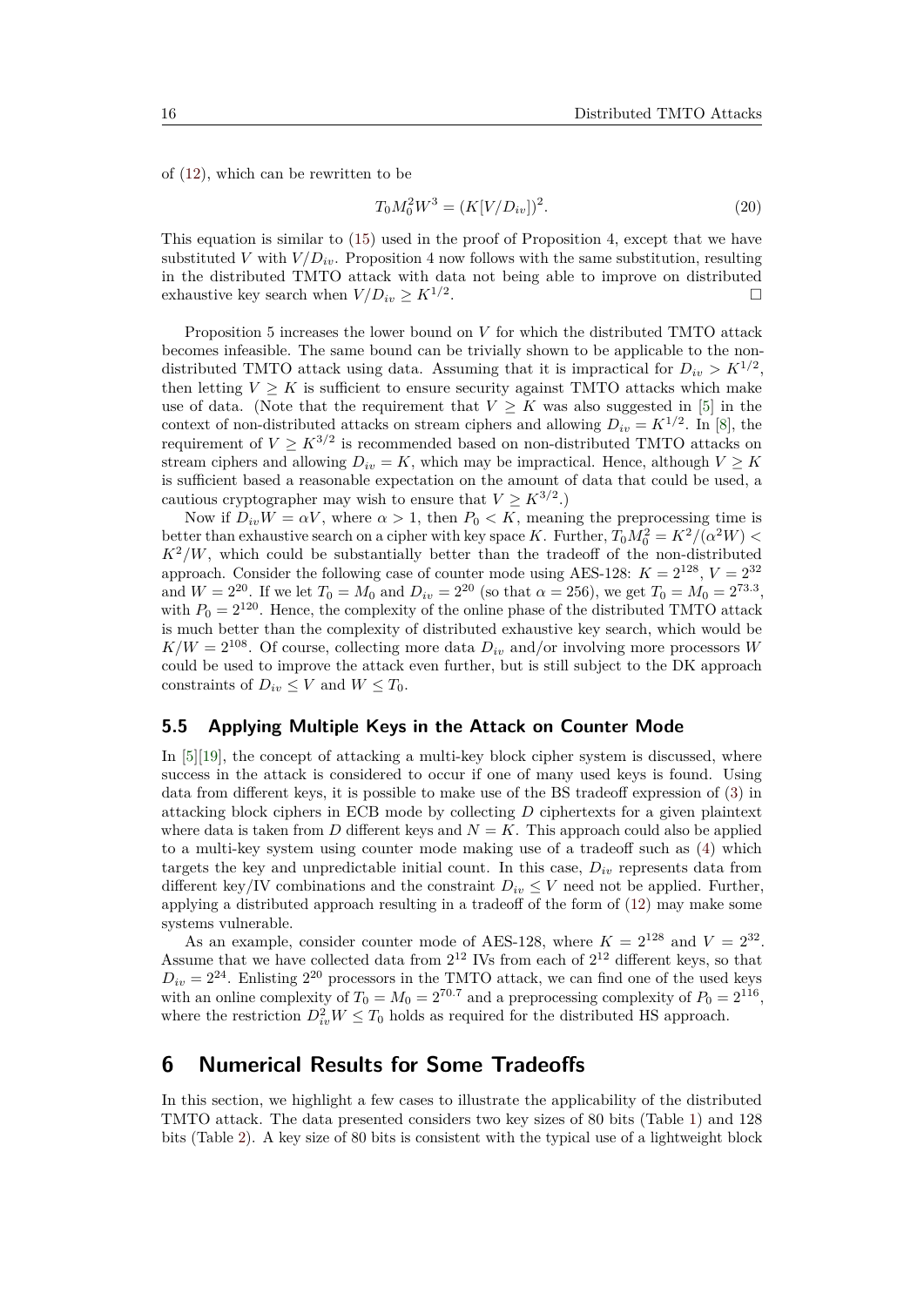of (12), which can be rewritten to be

$$T_0 M_0^2 W^3 = (K[V/D_{iv}])^2. \tag{20}$$

This equation is similar to (15) used in the proof of Proposition 4, except that we have substituted $V$ with $V/D_{iv}$. Proposition 4 now follows with the same substitution, resulting in the distributed TMTO attack with data not being able to improve on distributed exhaustive key search when $V/D_{iv} \geq K^{1/2}$. □

Proposition 5 increases the lower bound on $V$ for which the distributed TMTO attack becomes infeasible. The same bound can be trivially shown to be applicable to the non-distributed TMTO attack using data. Assuming that it is impractical for $D_{iv} > K^{1/2}$, then letting $V \geq K$ is sufficient to ensure security against TMTO attacks which make use of data. (Note that the requirement that $V \geq K$ was also suggested in [5] in the context of non-distributed attacks on stream ciphers and allowing $D_{iv} = K^{1/2}$. In [8], the requirement of $V \geq K^{3/2}$ is recommended based on non-distributed TMTO attacks on stream ciphers and allowing $D_{iv} = K$, which may be impractical. Hence, although $V \geq K$ is sufficient based a reasonable expectation on the amount of data that could be used, a cautious cryptographer may wish to ensure that $V \geq K^{3/2}$.)

Now if $D_{iv}W = \alpha V$, where $\alpha > 1$, then $P_0 < K$, meaning the preprocessing time is better than exhaustive search on a cipher with key space $K$. Further, $T_0 M_0^2 = K^2/(\alpha^2 W) < K^2/W$, which could be substantially better than the tradeoff of the non-distributed approach. Consider the following case of counter mode using AES-128: $K = 2^{128}$, $V = 2^{32}$ and $W = 2^{20}$. If we let $T_0 = M_0$ and $D_{iv} = 2^{20}$ (so that $\alpha = 256$), we get $T_0 = M_0 = 2^{73.3}$, with $P_0 = 2^{120}$. Hence, the complexity of the online phase of the distributed TMTO attack is much better than the complexity of distributed exhaustive key search, which would be $K/W = 2^{108}$. Of course, collecting more data $D_{iv}$ and/or involving more processors $W$ could be used to improve the attack even further, but is still subject to the DK approach constraints of $D_{iv} \leq V$ and $W \leq T_0$.

### 5.5 Applying Multiple Keys in the Attack on Counter Mode

In [5][19], the concept of attacking a multi-key block cipher system is discussed, where success in the attack is considered to occur if one of many used keys is found. Using data from different keys, it is possible to make use of the BS tradeoff expression of (3) in attacking block ciphers in ECB mode by collecting $D$ ciphertexts for a given plaintext where data is taken from $D$ different keys and $N = K$. This approach could also be applied to a multi-key system using counter mode making use of a tradeoff such as (4) which targets the key and unpredictable initial count. In this case, $D_{iv}$ represents data from different key/IV combinations and the constraint $D_{iv} \leq V$ need not be applied. Further, applying a distributed approach resulting in a tradeoff of the form of (12) may make some systems vulnerable.

As an example, consider counter mode of AES-128, where $K = 2^{128}$ and $V = 2^{32}$. Assume that we have collected data from $2^{12}$ IVs from each of $2^{12}$ different keys, so that $D_{iv} = 2^{24}$. Enlisting $2^{20}$ processors in the TMTO attack, we can find one of the used keys with an online complexity of $T_0 = M_0 = 2^{70.7}$ and a preprocessing complexity of $P_0 = 2^{116}$, where the restriction $D_{iv}^2 W \leq T_0$ holds as required for the distributed HS approach.

## 6 Numerical Results for Some Tradeoffs

In this section, we highlight a few cases to illustrate the applicability of the distributed TMTO attack. The data presented considers two key sizes of 80 bits (Table 1) and 128 bits (Table 2). A key size of 80 bits is consistent with the typical use of a lightweight block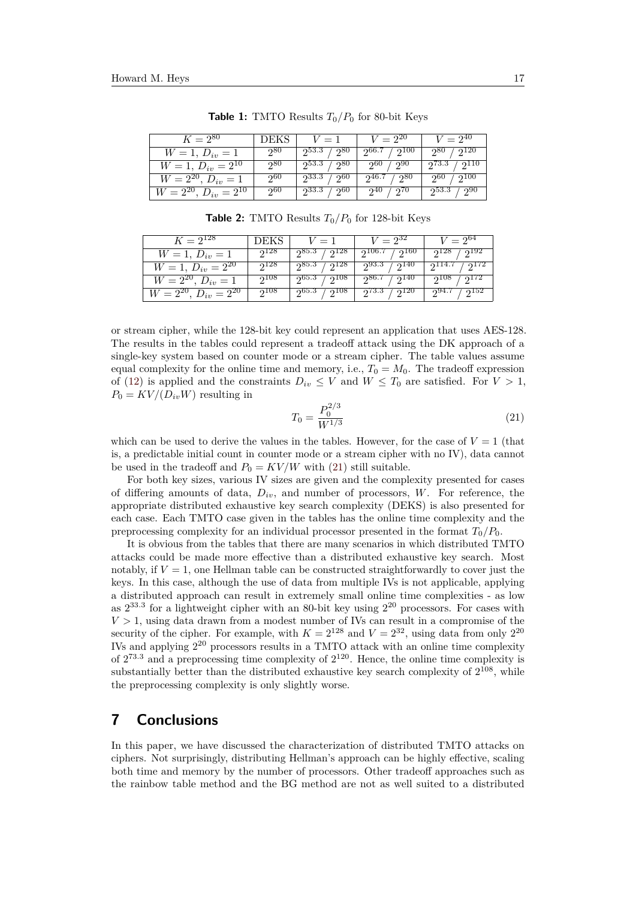**Table 1:** TMTO Results $T_0/P_0$ for 80-bit Keys

| $K = 2^{80}$ | DEKS | $V = 1$ | $V = 2^{20}$ | $V = 2^{40}$ |
|---|---|---|---|---|
| $W = 1$, $D_{iv} = 1$ | $2^{80}$ | $2^{53.3}$ / $2^{80}$ | $2^{66.7}$ / $2^{100}$ | $2^{80}$ / $2^{120}$ |
| $W = 1$, $D_{iv} = 2^{10}$ | $2^{80}$ | $2^{53.3}$ / $2^{80}$ | $2^{60}$ / $2^{90}$ | $2^{73.3}$ / $2^{110}$ |
| $W = 2^{20}$, $D_{iv} = 1$ | $2^{60}$ | $2^{33.3}$ / $2^{60}$ | $2^{46.7}$ / $2^{80}$ | $2^{60}$ / $2^{100}$ |
| $W = 2^{20}$, $D_{iv} = 2^{10}$ | $2^{60}$ | $2^{33.3}$ / $2^{60}$ | $2^{40}$ / $2^{70}$ | $2^{53.3}$ / $2^{90}$ |

**Table 2:** TMTO Results $T_0/P_0$ for 128-bit Keys

| $K = 2^{128}$ | DEKS | $V = 1$ | $V = 2^{32}$ | $V = 2^{64}$ |
|---|---|---|---|---|
| $W = 1$, $D_{iv} = 1$ | $2^{128}$ | $2^{85.3}$ / $2^{128}$ | $2^{106.7}$ / $2^{160}$ | $2^{128}$ / $2^{192}$ |
| $W = 1$, $D_{iv} = 2^{20}$ | $2^{128}$ | $2^{85.3}$ / $2^{128}$ | $2^{93.3}$ / $2^{140}$ | $2^{114.7}$ / $2^{172}$ |
| $W = 2^{20}$, $D_{iv} = 1$ | $2^{108}$ | $2^{65.3}$ / $2^{108}$ | $2^{86.7}$ / $2^{140}$ | $2^{108}$ / $2^{172}$ |
| $W = 2^{20}$, $D_{iv} = 2^{20}$ | $2^{108}$ | $2^{65.3}$ / $2^{108}$ | $2^{73.3}$ / $2^{120}$ | $2^{94.7}$ / $2^{152}$ |

or stream cipher, while the 128-bit key could represent an application that uses AES-128. The results in the tables could represent a tradeoff attack using the DK approach of a single-key system based on counter mode or a stream cipher. The table values assume equal complexity for the online time and memory, i.e., $T_0 = M_0$. The tradeoff expression of (12) is applied and the constraints $D_{iv} \leq V$ and $W \leq T_0$ are satisfied. For $V > 1$, $P_0 = KV/(D_{iv}W)$ resulting in

$$T_0 = \frac{P_0^{2/3}}{W^{1/3}} \tag{21}$$

which can be used to derive the values in the tables. However, for the case of $V = 1$ (that is, a predictable initial count in counter mode or a stream cipher with no IV), data cannot be used in the tradeoff and $P_0 = KV/W$ with (21) still suitable.

For both key sizes, various IV sizes are given and the complexity presented for cases of differing amounts of data, $D_{iv}$, and number of processors, $W$. For reference, the appropriate distributed exhaustive key search complexity (DEKS) is also presented for each case. Each TMTO case given in the tables has the online time complexity and the preprocessing complexity for an individual processor presented in the format $T_0/P_0$.

It is obvious from the tables that there are many scenarios in which distributed TMTO attacks could be made more effective than a distributed exhaustive key search. Most notably, if $V = 1$, one Hellman table can be constructed straightforwardly to cover just the keys. In this case, although the use of data from multiple IVs is not applicable, applying a distributed approach can result in extremely small online time complexities - as low as $2^{33.3}$ for a lightweight cipher with an 80-bit key using $2^{20}$ processors. For cases with $V > 1$, using data drawn from a modest number of IVs can result in a compromise of the security of the cipher. For example, with $K = 2^{128}$ and $V = 2^{32}$, using data from only $2^{20}$ IVs and applying $2^{20}$ processors results in a TMTO attack with an online time complexity of $2^{73.3}$ and a preprocessing time complexity of $2^{120}$. Hence, the online time complexity is substantially better than the distributed exhaustive key search complexity of $2^{108}$, while the preprocessing complexity is only slightly worse.

## 7 Conclusions

In this paper, we have discussed the characterization of distributed TMTO attacks on ciphers. Not surprisingly, distributing Hellman's approach can be highly effective, scaling both time and memory by the number of processors. Other tradeoff approaches such as the rainbow table method and the BG method are not as well suited to a distributed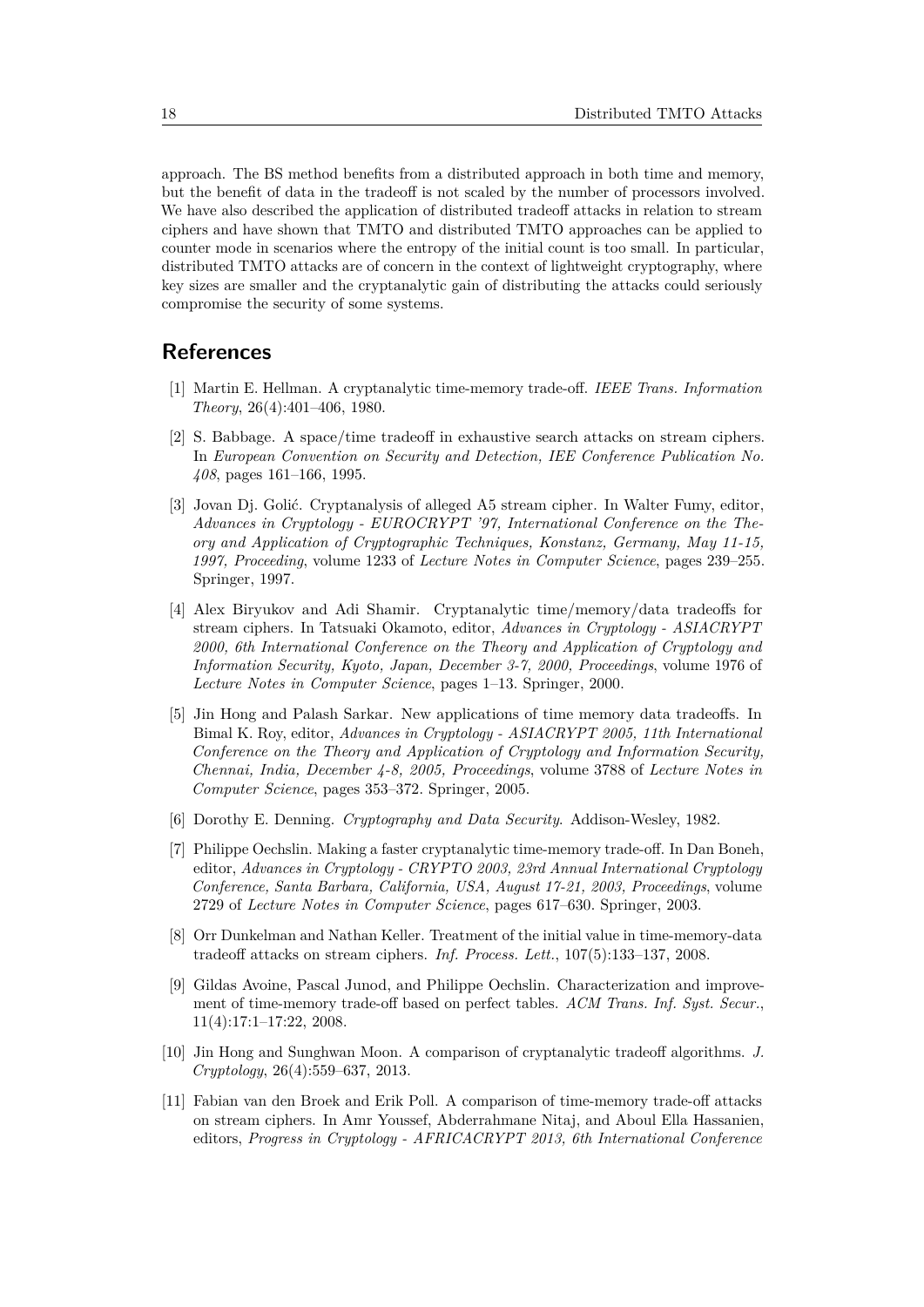approach. The BS method benefits from a distributed approach in both time and memory, but the benefit of data in the tradeoff is not scaled by the number of processors involved. We have also described the application of distributed tradeoff attacks in relation to stream ciphers and have shown that TMTO and distributed TMTO approaches can be applied to counter mode in scenarios where the entropy of the initial count is too small. In particular, distributed TMTO attacks are of concern in the context of lightweight cryptography, where key sizes are smaller and the cryptanalytic gain of distributing the attacks could seriously compromise the security of some systems.

## References

[1] Martin E. Hellman. A cryptanalytic time-memory trade-off. *IEEE Trans. Information Theory*, 26(4):401–406, 1980.

[2] S. Babbage. A space/time tradeoff in exhaustive search attacks on stream ciphers. In *European Convention on Security and Detection, IEE Conference Publication No. 408*, pages 161–166, 1995.

[3] Jovan Dj. Golić. Cryptanalysis of alleged A5 stream cipher. In Walter Fumy, editor, *Advances in Cryptology - EUROCRYPT '97, International Conference on the Theory and Application of Cryptographic Techniques, Konstanz, Germany, May 11-15, 1997, Proceeding*, volume 1233 of *Lecture Notes in Computer Science*, pages 239–255. Springer, 1997.

[4] Alex Biryukov and Adi Shamir. Cryptanalytic time/memory/data tradeoffs for stream ciphers. In Tatsuaki Okamoto, editor, *Advances in Cryptology - ASIACRYPT 2000, 6th International Conference on the Theory and Application of Cryptology and Information Security, Kyoto, Japan, December 3-7, 2000, Proceedings*, volume 1976 of *Lecture Notes in Computer Science*, pages 1–13. Springer, 2000.

[5] Jin Hong and Palash Sarkar. New applications of time memory data tradeoffs. In Bimal K. Roy, editor, *Advances in Cryptology - ASIACRYPT 2005, 11th International Conference on the Theory and Application of Cryptology and Information Security, Chennai, India, December 4-8, 2005, Proceedings*, volume 3788 of *Lecture Notes in Computer Science*, pages 353–372. Springer, 2005.

[6] Dorothy E. Denning. *Cryptography and Data Security*. Addison-Wesley, 1982.

[7] Philippe Oechslin. Making a faster cryptanalytic time-memory trade-off. In Dan Boneh, editor, *Advances in Cryptology - CRYPTO 2003, 23rd Annual International Cryptology Conference, Santa Barbara, California, USA, August 17-21, 2003, Proceedings*, volume 2729 of *Lecture Notes in Computer Science*, pages 617–630. Springer, 2003.

[8] Orr Dunkelman and Nathan Keller. Treatment of the initial value in time-memory-data tradeoff attacks on stream ciphers. *Inf. Process. Lett.*, 107(5):133–137, 2008.

[9] Gildas Avoine, Pascal Junod, and Philippe Oechslin. Characterization and improvement of time-memory trade-off based on perfect tables. *ACM Trans. Inf. Syst. Secur.*, 11(4):17:1–17:22, 2008.

[10] Jin Hong and Sunghwan Moon. A comparison of cryptanalytic tradeoff algorithms. *J. Cryptology*, 26(4):559–637, 2013.

[11] Fabian van den Broek and Erik Poll. A comparison of time-memory trade-off attacks on stream ciphers. In Amr Youssef, Abderrahmane Nitaj, and Aboul Ella Hassanien, editors, *Progress in Cryptology - AFRICACRYPT 2013, 6th International Conference*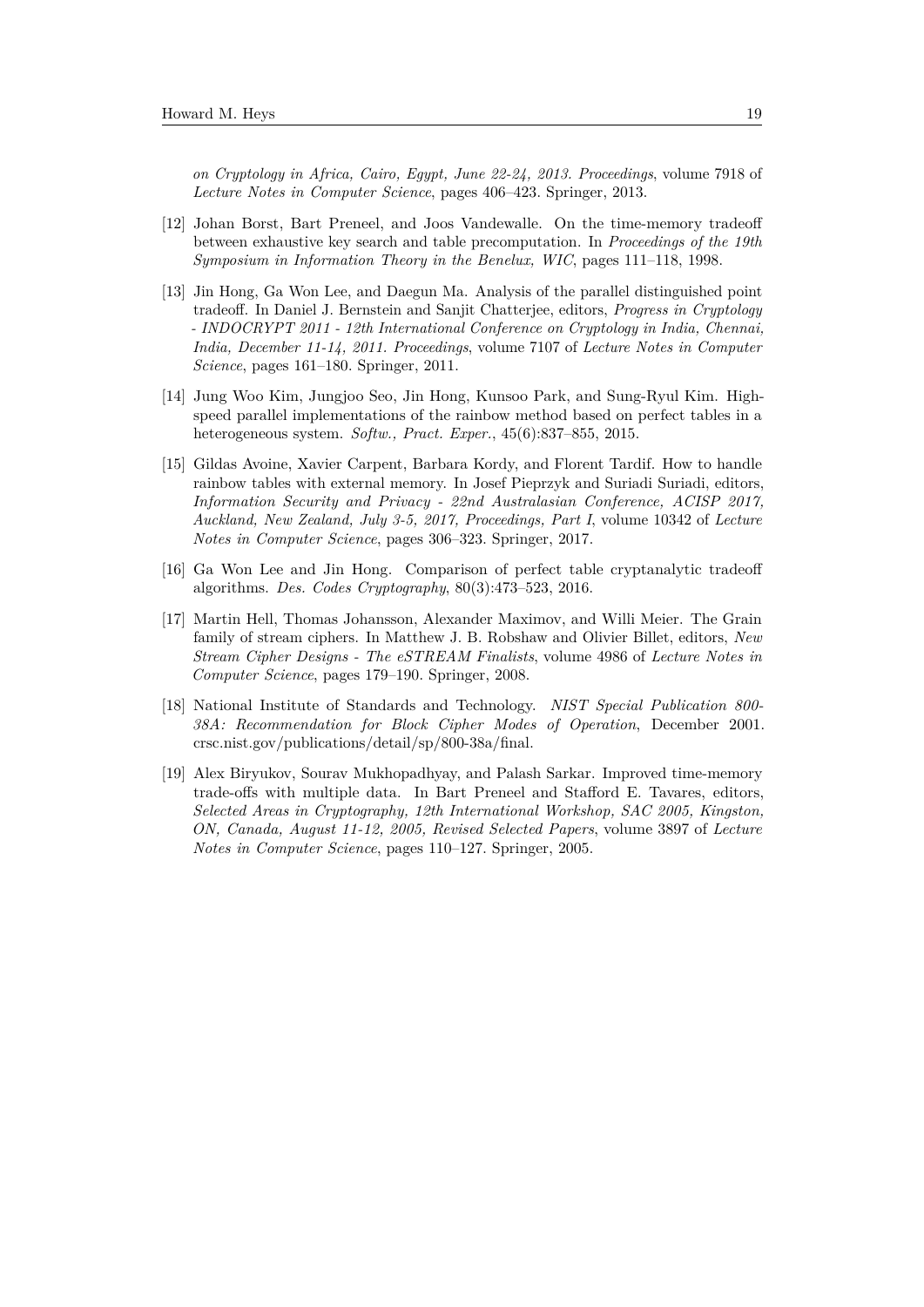*on Cryptology in Africa, Cairo, Egypt, June 22-24, 2013. Proceedings*, volume 7918 of *Lecture Notes in Computer Science*, pages 406–423. Springer, 2013.

[12] Johan Borst, Bart Preneel, and Joos Vandewalle. On the time-memory tradeoff between exhaustive key search and table precomputation. In *Proceedings of the 19th Symposium in Information Theory in the Benelux, WIC*, pages 111–118, 1998.

[13] Jin Hong, Ga Won Lee, and Daegun Ma. Analysis of the parallel distinguished point tradeoff. In Daniel J. Bernstein and Sanjit Chatterjee, editors, *Progress in Cryptology - INDOCRYPT 2011 - 12th International Conference on Cryptology in India, Chennai, India, December 11-14, 2011. Proceedings*, volume 7107 of *Lecture Notes in Computer Science*, pages 161–180. Springer, 2011.

[14] Jung Woo Kim, Jungjoo Seo, Jin Hong, Kunsoo Park, and Sung-Ryul Kim. High-speed parallel implementations of the rainbow method based on perfect tables in a heterogeneous system. *Softw., Pract. Exper.*, 45(6):837–855, 2015.

[15] Gildas Avoine, Xavier Carpent, Barbara Kordy, and Florent Tardif. How to handle rainbow tables with external memory. In Josef Pieprzyk and Suriadi Suriadi, editors, *Information Security and Privacy - 22nd Australasian Conference, ACISP 2017, Auckland, New Zealand, July 3-5, 2017, Proceedings, Part I*, volume 10342 of *Lecture Notes in Computer Science*, pages 306–323. Springer, 2017.

[16] Ga Won Lee and Jin Hong. Comparison of perfect table cryptanalytic tradeoff algorithms. *Des. Codes Cryptography*, 80(3):473–523, 2016.

[17] Martin Hell, Thomas Johansson, Alexander Maximov, and Willi Meier. The Grain family of stream ciphers. In Matthew J. B. Robshaw and Olivier Billet, editors, *New Stream Cipher Designs - The eSTREAM Finalists*, volume 4986 of *Lecture Notes in Computer Science*, pages 179–190. Springer, 2008.

[18] National Institute of Standards and Technology. *NIST Special Publication 800-38A: Recommendation for Block Cipher Modes of Operation*, December 2001. crsc.nist.gov/publications/detail/sp/800-38a/final.

[19] Alex Biryukov, Sourav Mukhopadhyay, and Palash Sarkar. Improved time-memory trade-offs with multiple data. In Bart Preneel and Stafford E. Tavares, editors, *Selected Areas in Cryptography, 12th International Workshop, SAC 2005, Kingston, ON, Canada, August 11-12, 2005, Revised Selected Papers*, volume 3897 of *Lecture Notes in Computer Science*, pages 110–127. Springer, 2005.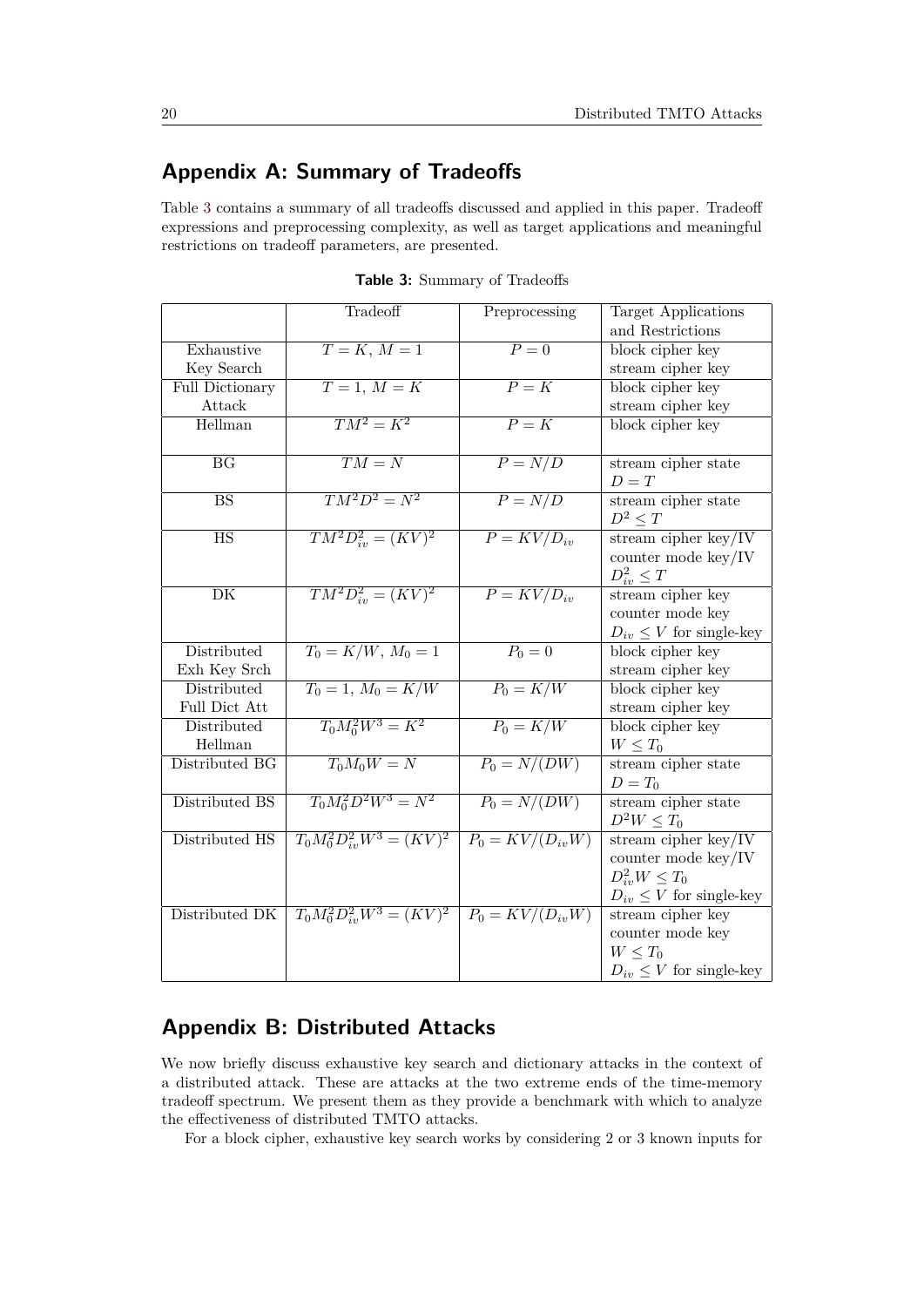## Appendix A: Summary of Tradeoffs

Table 3 contains a summary of all tradeoffs discussed and applied in this paper. Tradeoff expressions and preprocessing complexity, as well as target applications and meaningful restrictions on tradeoff parameters, are presented.

**Table 3:** Summary of Tradeoffs

| | Tradeoff | Preprocessing | Target Applications and Restrictions |
|---|---|---|---|
| Exhaustive Key Search | $T = K,\ M = 1$ | $P = 0$ | block cipher key<br>stream cipher key |
| Full Dictionary Attack | $T = 1,\ M = K$ | $P = K$ | block cipher key<br>stream cipher key |
| Hellman | $TM^2 = K^2$ | $P = K$ | block cipher key |
| BG | $TM = N$ | $P = N/D$ | stream cipher state<br>$D = T$ |
| BS | $TM^2D^2 = N^2$ | $P = N/D$ | stream cipher state<br>$D^2 \leq T$ |
| HS | $TM^2D_{iv}^2 = (KV)^2$ | $P = KV/D_{iv}$ | stream cipher key/IV<br>counter mode key/IV<br>$D_{iv}^2 \leq T$ |
| DK | $TM^2D_{iv}^2 = (KV)^2$ | $P = KV/D_{iv}$ | stream cipher key<br>counter mode key<br>$D_{iv} \leq V$ for single-key |
| Distributed Exh Key Srch | $T_0 = K/W,\ M_0 = 1$ | $P_0 = 0$ | block cipher key<br>stream cipher key |
| Distributed Full Dict Att | $T_0 = 1,\ M_0 = K/W$ | $P_0 = K/W$ | block cipher key<br>stream cipher key |
| Distributed Hellman | $T_0M_0^2W^3 = K^2$ | $P_0 = K/W$ | block cipher key<br>$W \leq T_0$ |
| Distributed BG | $T_0M_0W = N$ | $P_0 = N/(DW)$ | stream cipher state<br>$D = T_0$ |
| Distributed BS | $T_0M_0^2D^2W^3 = N^2$ | $P_0 = N/(DW)$ | stream cipher state<br>$D^2W \leq T_0$ |
| Distributed HS | $T_0M_0^2D_{iv}^2W^3 = (KV)^2$ | $P_0 = KV/(D_{iv}W)$ | stream cipher key/IV<br>counter mode key/IV<br>$D_{iv}^2W \leq T_0$<br>$D_{iv} \leq V$ for single-key |
| Distributed DK | $T_0M_0^2D_{iv}^2W^3 = (KV)^2$ | $P_0 = KV/(D_{iv}W)$ | stream cipher key<br>counter mode key<br>$W \leq T_0$<br>$D_{iv} \leq V$ for single-key |

## Appendix B: Distributed Attacks

We now briefly discuss exhaustive key search and dictionary attacks in the context of a distributed attack. These are attacks at the two extreme ends of the time-memory tradeoff spectrum. We present them as they provide a benchmark with which to analyze the effectiveness of distributed TMTO attacks.

For a block cipher, exhaustive key search works by considering 2 or 3 known inputs for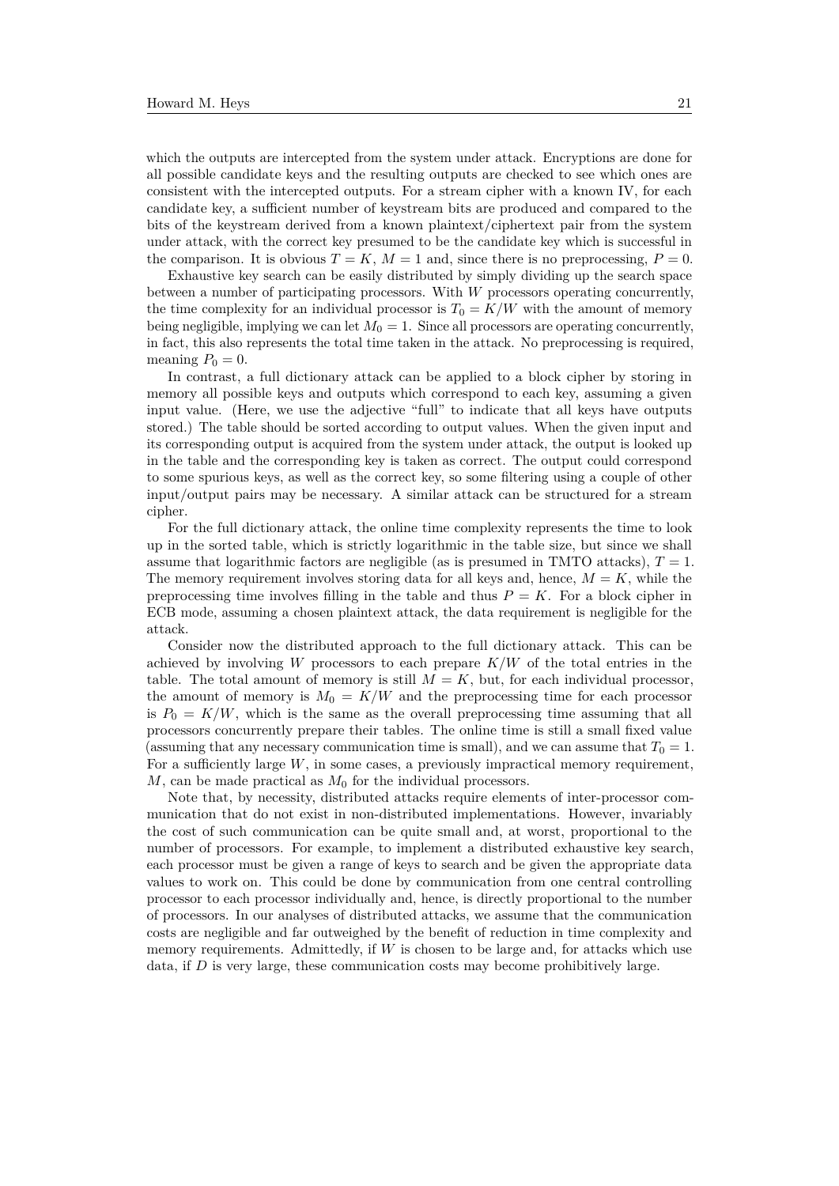which the outputs are intercepted from the system under attack. Encryptions are done for all possible candidate keys and the resulting outputs are checked to see which ones are consistent with the intercepted outputs. For a stream cipher with a known IV, for each candidate key, a sufficient number of keystream bits are produced and compared to the bits of the keystream derived from a known plaintext/ciphertext pair from the system under attack, with the correct key presumed to be the candidate key which is successful in the comparison. It is obvious $T = K$, $M = 1$ and, since there is no preprocessing, $P = 0$.

Exhaustive key search can be easily distributed by simply dividing up the search space between a number of participating processors. With $W$ processors operating concurrently, the time complexity for an individual processor is $T_0 = K/W$ with the amount of memory being negligible, implying we can let $M_0 = 1$. Since all processors are operating concurrently, in fact, this also represents the total time taken in the attack. No preprocessing is required, meaning $P_0 = 0$.

In contrast, a full dictionary attack can be applied to a block cipher by storing in memory all possible keys and outputs which correspond to each key, assuming a given input value. (Here, we use the adjective "full" to indicate that all keys have outputs stored.) The table should be sorted according to output values. When the given input and its corresponding output is acquired from the system under attack, the output is looked up in the table and the corresponding key is taken as correct. The output could correspond to some spurious keys, as well as the correct key, so some filtering using a couple of other input/output pairs may be necessary. A similar attack can be structured for a stream cipher.

For the full dictionary attack, the online time complexity represents the time to look up in the sorted table, which is strictly logarithmic in the table size, but since we shall assume that logarithmic factors are negligible (as is presumed in TMTO attacks), $T = 1$. The memory requirement involves storing data for all keys and, hence, $M = K$, while the preprocessing time involves filling in the table and thus $P = K$. For a block cipher in ECB mode, assuming a chosen plaintext attack, the data requirement is negligible for the attack.

Consider now the distributed approach to the full dictionary attack. This can be achieved by involving $W$ processors to each prepare $K/W$ of the total entries in the table. The total amount of memory is still $M = K$, but, for each individual processor, the amount of memory is $M_0 = K/W$ and the preprocessing time for each processor is $P_0 = K/W$, which is the same as the overall preprocessing time assuming that all processors concurrently prepare their tables. The online time is still a small fixed value (assuming that any necessary communication time is small), and we can assume that $T_0 = 1$. For a sufficiently large $W$, in some cases, a previously impractical memory requirement, $M$, can be made practical as $M_0$ for the individual processors.

Note that, by necessity, distributed attacks require elements of inter-processor communication that do not exist in non-distributed implementations. However, invariably the cost of such communication can be quite small and, at worst, proportional to the number of processors. For example, to implement a distributed exhaustive key search, each processor must be given a range of keys to search and be given the appropriate data values to work on. This could be done by communication from one central controlling processor to each processor individually and, hence, is directly proportional to the number of processors. In our analyses of distributed attacks, we assume that the communication costs are negligible and far outweighed by the benefit of reduction in time complexity and memory requirements. Admittedly, if $W$ is chosen to be large and, for attacks which use data, if $D$ is very large, these communication costs may become prohibitively large.